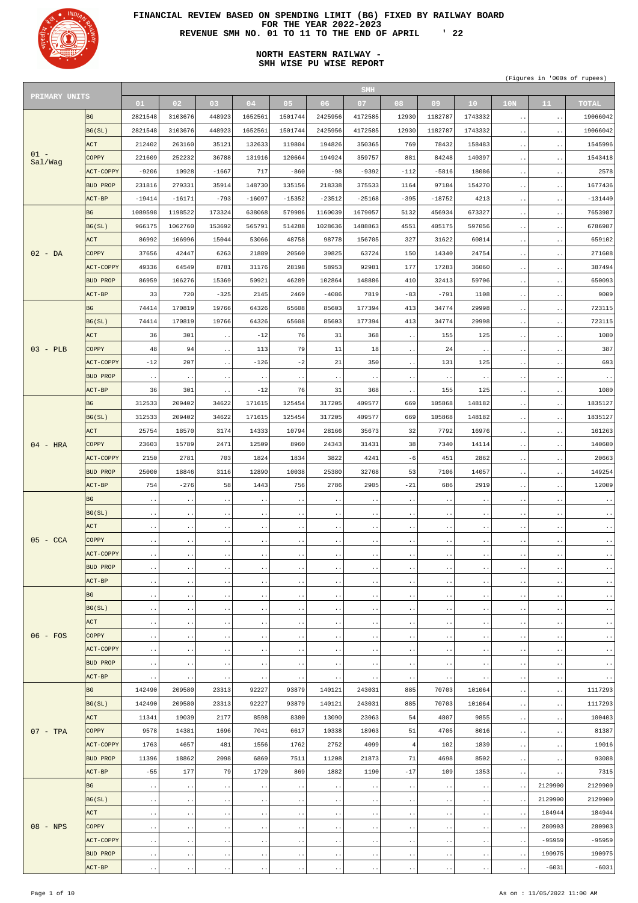# FINANCIAL REVIEW BASED ON SPENDING LIMIT (BG) FIXED BY RAILWAY BOARD FOR THE YEAR 2022-2023

## REVENUE SMH NO. 01 TO 11 TO THE END OF APRIL ' 22

### NORTH EASTERN RAILWAY - SMH WISE PU WISE REPORT

(Figures in '000s of rupees)

| PRIMARY UNITS | | SMH | | | | | | | | | | | | |
|---|---|---|---|---|---|---|---|---|---|---|---|---|---|---|
| | | 01 | 02 | 03 | 04 | 05 | 06 | 07 | 08 | 09 | 10 | 10N | 11 | TOTAL |
| 01 - Sal/Wag | BG | 2821548 | 3103676 | 448923 | 1652561 | 1501744 | 2425956 | 4172585 | 12930 | 1182787 | 1743332 | .. | .. | 19066042 |
| | BG(SL) | 2821548 | 3103676 | 448923 | 1652561 | 1501744 | 2425956 | 4172585 | 12930 | 1182787 | 1743332 | .. | .. | 19066042 |
| | ACT | 212402 | 263160 | 35121 | 132633 | 119804 | 194826 | 350365 | 769 | 78432 | 158483 | .. | .. | 1545996 |
| | COPPY | 221609 | 252232 | 36788 | 131916 | 120664 | 194924 | 359757 | 881 | 84248 | 140397 | .. | .. | 1543418 |
| | ACT-COPPY | -9206 | 10928 | -1667 | 717 | -860 | -98 | -9392 | -112 | -5816 | 18086 | .. | .. | 2578 |
| | BUD PROP | 231816 | 279331 | 35914 | 148730 | 135156 | 218338 | 375533 | 1164 | 97184 | 154270 | .. | .. | 1677436 |
| | ACT-BP | -19414 | -16171 | -793 | -16097 | -15352 | -23512 | -25168 | -395 | -18752 | 4213 | .. | .. | -131440 |
| 02 - DA | BG | 1089598 | 1198522 | 173324 | 638068 | 579986 | 1160039 | 1679057 | 5132 | 456934 | 673327 | .. | .. | 7653987 |
| | BG(SL) | 966175 | 1062760 | 153692 | 565791 | 514288 | 1028636 | 1488863 | 4551 | 405175 | 597056 | .. | .. | 6786987 |
| | ACT | 86992 | 106996 | 15044 | 53066 | 48758 | 98778 | 156705 | 327 | 31622 | 60814 | .. | .. | 659102 |
| | COPPY | 37656 | 42447 | 6263 | 21889 | 20560 | 39825 | 63724 | 150 | 14340 | 24754 | .. | .. | 271608 |
| | ACT-COPPY | 49336 | 64549 | 8781 | 31176 | 28198 | 58953 | 92981 | 177 | 17283 | 36060 | .. | .. | 387494 |
| | BUD PROP | 86959 | 106276 | 15369 | 50921 | 46289 | 102864 | 148886 | 410 | 32413 | 59706 | .. | .. | 650093 |
| | ACT-BP | 33 | 720 | -325 | 2145 | 2469 | -4086 | 7819 | -83 | -791 | 1108 | .. | .. | 9009 |
| 03 - PLB | BG | 74414 | 170819 | 19766 | 64326 | 65608 | 85603 | 177394 | 413 | 34774 | 29998 | .. | .. | 723115 |
| | BG(SL) | 74414 | 170819 | 19766 | 64326 | 65608 | 85603 | 177394 | 413 | 34774 | 29998 | .. | .. | 723115 |
| | ACT | 36 | 301 | .. | -12 | 76 | 31 | 368 | .. | 155 | 125 | .. | .. | 1080 |
| | COPPY | 48 | 94 | .. | 113 | 79 | 11 | 18 | .. | 24 | .. | .. | .. | 387 |
| | ACT-COPPY | -12 | 207 | .. | -126 | -2 | 21 | 350 | .. | 131 | 125 | .. | .. | 693 |
| | BUD PROP | .. | .. | .. | .. | .. | .. | .. | .. | .. | .. | .. | .. | .. |
| | ACT-BP | 36 | 301 | .. | -12 | 76 | 31 | 368 | .. | 155 | 125 | .. | .. | 1080 |
| 04 - HRA | BG | 312533 | 209402 | 34622 | 171615 | 125454 | 317205 | 409577 | 669 | 105868 | 148182 | .. | .. | 1835127 |
| | BG(SL) | 312533 | 209402 | 34622 | 171615 | 125454 | 317205 | 409577 | 669 | 105868 | 148182 | .. | .. | 1835127 |
| | ACT | 25754 | 18570 | 3174 | 14333 | 10794 | 28166 | 35673 | 32 | 7792 | 16976 | .. | .. | 161263 |
| | COPPY | 23603 | 15789 | 2471 | 12509 | 8960 | 24343 | 31431 | 38 | 7340 | 14114 | .. | .. | 140600 |
| | ACT-COPPY | 2150 | 2781 | 703 | 1824 | 1834 | 3822 | 4241 | -6 | 451 | 2862 | .. | .. | 20663 |
| | BUD PROP | 25000 | 18846 | 3116 | 12890 | 10038 | 25380 | 32768 | 53 | 7106 | 14057 | .. | .. | 149254 |
| | ACT-BP | 754 | -276 | 58 | 1443 | 756 | 2786 | 2905 | -21 | 686 | 2919 | .. | .. | 12009 |
| 05 - CCA | BG | .. | .. | .. | .. | .. | .. | .. | .. | .. | .. | .. | .. | .. |
| | BG(SL) | .. | .. | .. | .. | .. | .. | .. | .. | .. | .. | .. | .. | .. |
| | ACT | .. | .. | .. | .. | .. | .. | .. | .. | .. | .. | .. | .. | .. |
| | COPPY | .. | .. | .. | .. | .. | .. | .. | .. | .. | .. | .. | .. | .. |
| | ACT-COPPY | .. | .. | .. | .. | .. | .. | .. | .. | .. | .. | .. | .. | .. |
| | BUD PROP | .. | .. | .. | .. | .. | .. | .. | .. | .. | .. | .. | .. | .. |
| | ACT-BP | .. | .. | .. | .. | .. | .. | .. | .. | .. | .. | .. | .. | .. |
| 06 - FOS | BG | .. | .. | .. | .. | .. | .. | .. | .. | .. | .. | .. | .. | .. |
| | BG(SL) | .. | .. | .. | .. | .. | .. | .. | .. | .. | .. | .. | .. | .. |
| | ACT | .. | .. | .. | .. | .. | .. | .. | .. | .. | .. | .. | .. | .. |
| | COPPY | .. | .. | .. | .. | .. | .. | .. | .. | .. | .. | .. | .. | .. |
| | ACT-COPPY | .. | .. | .. | .. | .. | .. | .. | .. | .. | .. | .. | .. | .. |
| | BUD PROP | .. | .. | .. | .. | .. | .. | .. | .. | .. | .. | .. | .. | .. |
| | ACT-BP | .. | .. | .. | .. | .. | .. | .. | .. | .. | .. | .. | .. | .. |
| 07 - TPA | BG | 142490 | 209580 | 23313 | 92227 | 93879 | 140121 | 243031 | 885 | 70703 | 101064 | .. | .. | 1117293 |
| | BG(SL) | 142490 | 209580 | 23313 | 92227 | 93879 | 140121 | 243031 | 885 | 70703 | 101064 | .. | .. | 1117293 |
| | ACT | 11341 | 19039 | 2177 | 8598 | 8380 | 13090 | 23063 | 54 | 4807 | 9855 | .. | .. | 100403 |
| | COPPY | 9578 | 14381 | 1696 | 7041 | 6617 | 10338 | 18963 | 51 | 4705 | 8016 | .. | .. | 81387 |
| | ACT-COPPY | 1763 | 4657 | 481 | 1556 | 1762 | 2752 | 4099 | 4 | 102 | 1839 | .. | .. | 19016 |
| | BUD PROP | 11396 | 18862 | 2098 | 6869 | 7511 | 11208 | 21873 | 71 | 4698 | 8502 | .. | .. | 93088 |
| | ACT-BP | -55 | 177 | 79 | 1729 | 869 | 1882 | 1190 | -17 | 109 | 1353 | .. | .. | 7315 |
| 08 - NPS | BG | .. | .. | .. | .. | .. | .. | .. | .. | .. | .. | .. | 2129900 | 2129900 |
| | BG(SL) | .. | .. | .. | .. | .. | .. | .. | .. | .. | .. | .. | 2129900 | 2129900 |
| | ACT | .. | .. | .. | .. | .. | .. | .. | .. | .. | .. | .. | 184944 | 184944 |
| | COPPY | .. | .. | .. | .. | .. | .. | .. | .. | .. | .. | .. | 280903 | 280903 |
| | ACT-COPPY | .. | .. | .. | .. | .. | .. | .. | .. | .. | .. | .. | -95959 | -95959 |
| | BUD PROP | .. | .. | .. | .. | .. | .. | .. | .. | .. | .. | .. | 190975 | 190975 |
| | ACT-BP | .. | .. | .. | .. | .. | .. | .. | .. | .. | .. | .. | -6031 | -6031 |

As on : 11/05/2022 11:00 AM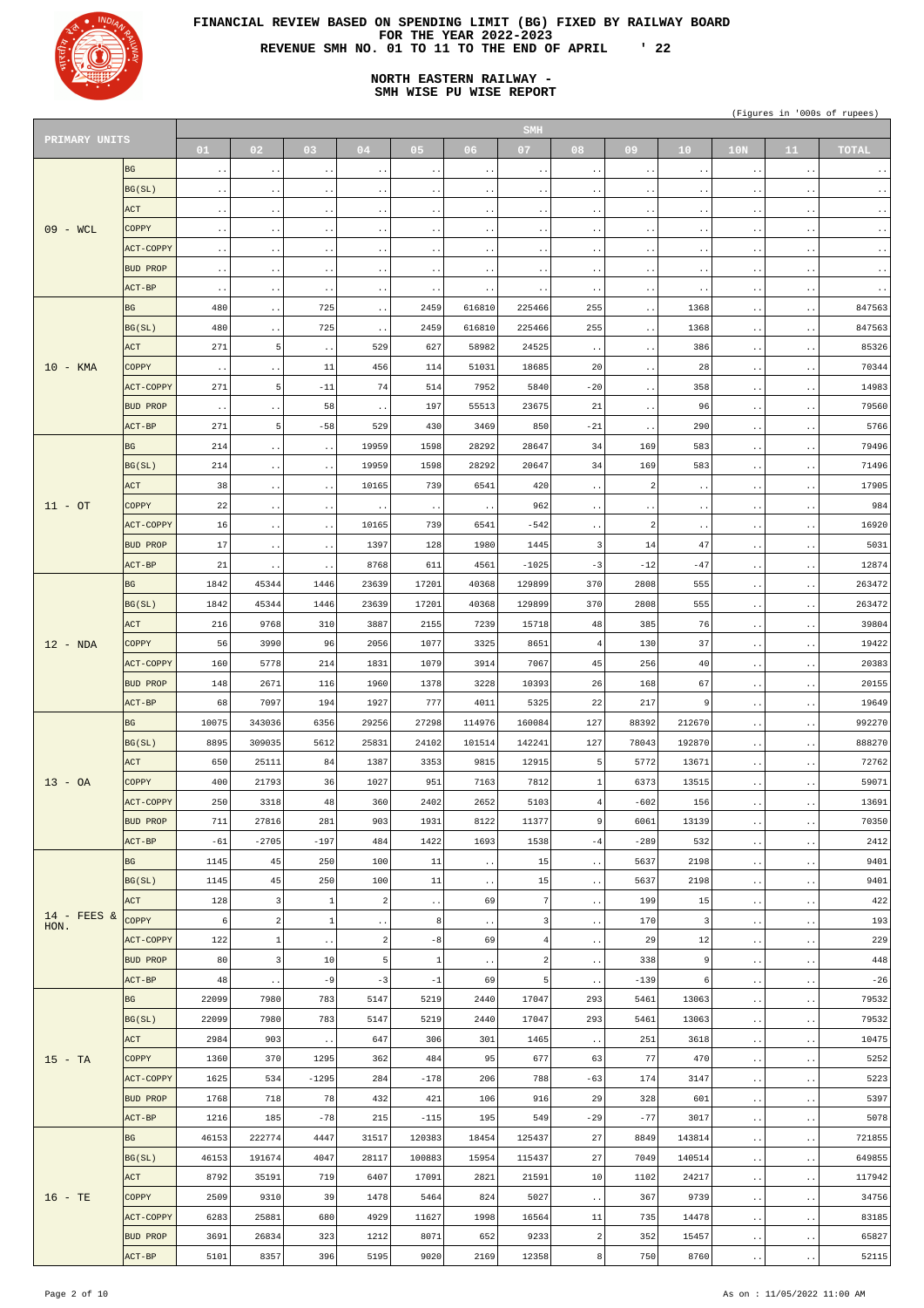# FINANCIAL REVIEW BASED ON SPENDING LIMIT (BG) FIXED BY RAILWAY BOARD FOR THE YEAR 2022-2023

## REVENUE SMH NO. 01 TO 11 TO THE END OF APRIL ' 22

## NORTH EASTERN RAILWAY - SMH WISE PU WISE REPORT

(Figures in '000s of rupees)

| PRIMARY UNITS | | SMH | | | | | | | | | | | | |
|---|---|---|---|---|---|---|---|---|---|---|---|---|---|---|
| | | 01 | 02 | 03 | 04 | 05 | 06 | 07 | 08 | 09 | 10 | 10N | 11 | TOTAL |
| 09 - WCL | BG | .. | .. | .. | .. | .. | .. | .. | .. | .. | .. | .. | .. | .. |
| | BG(SL) | .. | .. | .. | .. | .. | .. | .. | .. | .. | .. | .. | .. | .. |
| | ACT | .. | .. | .. | .. | .. | .. | .. | .. | .. | .. | .. | .. | .. |
| | COPPY | .. | .. | .. | .. | .. | .. | .. | .. | .. | .. | .. | .. | .. |
| | ACT-COPPY | .. | .. | .. | .. | .. | .. | .. | .. | .. | .. | .. | .. | .. |
| | BUD PROP | .. | .. | .. | .. | .. | .. | .. | .. | .. | .. | .. | .. | .. |
| | ACT-BP | .. | .. | .. | .. | .. | .. | .. | .. | .. | .. | .. | .. | .. |
| 10 - KMA | BG | 480 | .. | 725 | .. | 2459 | 616810 | 225466 | 255 | .. | 1368 | .. | .. | 847563 |
| | BG(SL) | 480 | .. | 725 | .. | 2459 | 616810 | 225466 | 255 | .. | 1368 | .. | .. | 847563 |
| | ACT | 271 | 5 | .. | 529 | 627 | 58982 | 24525 | .. | .. | 386 | .. | .. | 85326 |
| | COPPY | .. | .. | 11 | 456 | 114 | 51031 | 18685 | 20 | .. | 28 | .. | .. | 70344 |
| | ACT-COPPY | 271 | 5 | -11 | 74 | 514 | 7952 | 5840 | -20 | .. | 358 | .. | .. | 14983 |
| | BUD PROP | .. | .. | 58 | .. | 197 | 55513 | 23675 | 21 | .. | 96 | .. | .. | 79560 |
| | ACT-BP | 271 | 5 | -58 | 529 | 430 | 3469 | 850 | -21 | .. | 290 | .. | .. | 5766 |
| 11 - OT | BG | 214 | .. | .. | 19959 | 1598 | 28292 | 28647 | 34 | 169 | 583 | .. | .. | 79496 |
| | BG(SL) | 214 | .. | .. | 19959 | 1598 | 28292 | 20647 | 34 | 169 | 583 | .. | .. | 71496 |
| | ACT | 38 | .. | .. | 10165 | 739 | 6541 | 420 | .. | 2 | .. | .. | .. | 17905 |
| | COPPY | 22 | .. | .. | .. | .. | .. | 962 | .. | .. | .. | .. | .. | 984 |
| | ACT-COPPY | 16 | .. | .. | 10165 | 739 | 6541 | -542 | .. | 2 | .. | .. | .. | 16920 |
| | BUD PROP | 17 | .. | .. | 1397 | 128 | 1980 | 1445 | 3 | 14 | 47 | .. | .. | 5031 |
| | ACT-BP | 21 | .. | .. | 8768 | 611 | 4561 | -1025 | -3 | -12 | -47 | .. | .. | 12874 |
| 12 - NDA | BG | 1842 | 45344 | 1446 | 23639 | 17201 | 40368 | 129899 | 370 | 2808 | 555 | .. | .. | 263472 |
| | BG(SL) | 1842 | 45344 | 1446 | 23639 | 17201 | 40368 | 129899 | 370 | 2808 | 555 | .. | .. | 263472 |
| | ACT | 216 | 9768 | 310 | 3887 | 2155 | 7239 | 15718 | 48 | 385 | 76 | .. | .. | 39804 |
| | COPPY | 56 | 3990 | 96 | 2056 | 1077 | 3325 | 8651 | 4 | 130 | 37 | .. | .. | 19422 |
| | ACT-COPPY | 160 | 5778 | 214 | 1831 | 1079 | 3914 | 7067 | 45 | 256 | 40 | .. | .. | 20383 |
| | BUD PROP | 148 | 2671 | 116 | 1960 | 1378 | 3228 | 10393 | 26 | 168 | 67 | .. | .. | 20155 |
| | ACT-BP | 68 | 7097 | 194 | 1927 | 777 | 4011 | 5325 | 22 | 217 | 9 | .. | .. | 19649 |
| 13 - OA | BG | 10075 | 343036 | 6356 | 29256 | 27298 | 114976 | 160084 | 127 | 88392 | 212670 | .. | .. | 992270 |
| | BG(SL) | 8895 | 309035 | 5612 | 25831 | 24102 | 101514 | 142241 | 127 | 78043 | 192870 | .. | .. | 888270 |
| | ACT | 650 | 25111 | 84 | 1387 | 3353 | 9815 | 12915 | 5 | 5772 | 13671 | .. | .. | 72762 |
| | COPPY | 400 | 21793 | 36 | 1027 | 951 | 7163 | 7812 | 1 | 6373 | 13515 | .. | .. | 59071 |
| | ACT-COPPY | 250 | 3318 | 48 | 360 | 2402 | 2652 | 5103 | 4 | -602 | 156 | .. | .. | 13691 |
| | BUD PROP | 711 | 27816 | 281 | 903 | 1931 | 8122 | 11377 | 9 | 6061 | 13139 | .. | .. | 70350 |
| | ACT-BP | -61 | -2705 | -197 | 484 | 1422 | 1693 | 1538 | -4 | -289 | 532 | .. | .. | 2412 |
| 14 - FEES & HON. | BG | 1145 | 45 | 250 | 100 | 11 | .. | 15 | .. | 5637 | 2198 | .. | .. | 9401 |
| | BG(SL) | 1145 | 45 | 250 | 100 | 11 | .. | 15 | .. | 5637 | 2198 | .. | .. | 9401 |
| | ACT | 128 | 3 | 1 | 2 | .. | 69 | 7 | .. | 199 | 15 | .. | .. | 422 |
| | COPPY | 6 | 2 | 1 | .. | 8 | .. | 3 | .. | 170 | 3 | .. | .. | 193 |
| | ACT-COPPY | 122 | 1 | .. | 2 | -8 | 69 | 4 | .. | 29 | 12 | .. | .. | 229 |
| | BUD PROP | 80 | 3 | 10 | 5 | 1 | .. | 2 | .. | 338 | 9 | .. | .. | 448 |
| | ACT-BP | 48 | .. | -9 | -3 | -1 | 69 | 5 | .. | -139 | 6 | .. | .. | -26 |
| 15 - TA | BG | 22099 | 7980 | 783 | 5147 | 5219 | 2440 | 17047 | 293 | 5461 | 13063 | .. | .. | 79532 |
| | BG(SL) | 22099 | 7980 | 783 | 5147 | 5219 | 2440 | 17047 | 293 | 5461 | 13063 | .. | .. | 79532 |
| | ACT | 2984 | 903 | .. | 647 | 306 | 301 | 1465 | .. | 251 | 3618 | .. | .. | 10475 |
| | COPPY | 1360 | 370 | 1295 | 362 | 484 | 95 | 677 | 63 | 77 | 470 | .. | .. | 5252 |
| | ACT-COPPY | 1625 | 534 | -1295 | 284 | -178 | 206 | 788 | -63 | 174 | 3147 | .. | .. | 5223 |
| | BUD PROP | 1768 | 718 | 78 | 432 | 421 | 106 | 916 | 29 | 328 | 601 | .. | .. | 5397 |
| | ACT-BP | 1216 | 185 | -78 | 215 | -115 | 195 | 549 | -29 | -77 | 3017 | .. | .. | 5078 |
| 16 - TE | BG | 46153 | 222774 | 4447 | 31517 | 120383 | 18454 | 125437 | 27 | 8849 | 143814 | .. | .. | 721855 |
| | BG(SL) | 46153 | 191674 | 4047 | 28117 | 100883 | 15954 | 115437 | 27 | 7049 | 140514 | .. | .. | 649855 |
| | ACT | 8792 | 35191 | 719 | 6407 | 17091 | 2821 | 21591 | 10 | 1102 | 24217 | .. | .. | 117942 |
| | COPPY | 2509 | 9310 | 39 | 1478 | 5464 | 824 | 5027 | .. | 367 | 9739 | .. | .. | 34756 |
| | ACT-COPPY | 6283 | 25881 | 680 | 4929 | 11627 | 1998 | 16564 | 11 | 735 | 14478 | .. | .. | 83185 |
| | BUD PROP | 3691 | 26834 | 323 | 1212 | 8071 | 652 | 9233 | 2 | 352 | 15457 | .. | .. | 65827 |
| | ACT-BP | 5101 | 8357 | 396 | 5195 | 9020 | 2169 | 12358 | 8 | 750 | 8760 | .. | .. | 52115 |

As on : 11/05/2022 11:00 AM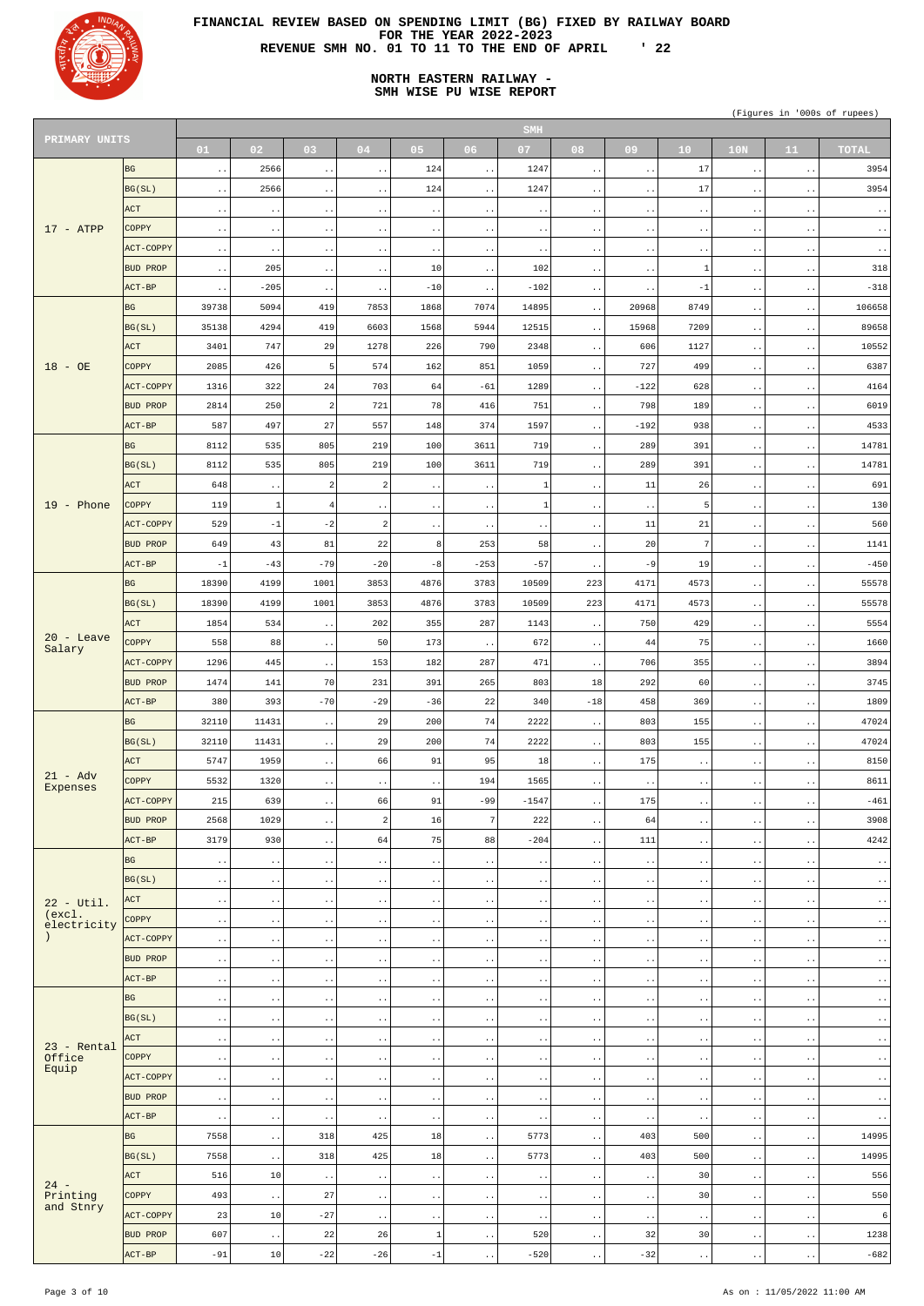# FINANCIAL REVIEW BASED ON SPENDING LIMIT (BG) FIXED BY RAILWAY BOARD
## FOR THE YEAR 2022-2023
## REVENUE SMH NO. 01 TO 11 TO THE END OF APRIL ' 22

## NORTH EASTERN RAILWAY - SMH WISE PU WISE REPORT

(Figures in '000s of rupees)

| PRIMARY UNITS | | SMH 01 | 02 | 03 | 04 | 05 | 06 | 07 | 08 | 09 | 10 | 10N | 11 | TOTAL |
|---|---|---|---|---|---|---|---|---|---|---|---|---|---|---|
| 17 - ATPP | BG | .. | 2566 | .. | .. | 124 | .. | 1247 | .. | .. | 17 | .. | .. | 3954 |
| | BG(SL) | .. | 2566 | .. | .. | 124 | .. | 1247 | .. | .. | 17 | .. | .. | 3954 |
| | ACT | .. | .. | .. | .. | .. | .. | .. | .. | .. | .. | .. | .. | .. |
| | COPPY | .. | .. | .. | .. | .. | .. | .. | .. | .. | .. | .. | .. | .. |
| | ACT-COPPY | .. | .. | .. | .. | .. | .. | .. | .. | .. | .. | .. | .. | .. |
| | BUD PROP | .. | 205 | .. | .. | 10 | .. | 102 | .. | .. | 1 | .. | .. | 318 |
| | ACT-BP | .. | -205 | .. | .. | -10 | .. | -102 | .. | .. | -1 | .. | .. | -318 |
| 18 - OE | BG | 39738 | 5094 | 419 | 7853 | 1868 | 7074 | 14895 | .. | 20968 | 8749 | .. | .. | 106658 |
| | BG(SL) | 35138 | 4294 | 419 | 6603 | 1568 | 5944 | 12515 | .. | 15968 | 7209 | .. | .. | 89658 |
| | ACT | 3401 | 747 | 29 | 1278 | 226 | 790 | 2348 | .. | 606 | 1127 | .. | .. | 10552 |
| | COPPY | 2085 | 426 | 5 | 574 | 162 | 851 | 1059 | .. | 727 | 499 | .. | .. | 6387 |
| | ACT-COPPY | 1316 | 322 | 24 | 703 | 64 | -61 | 1289 | .. | -122 | 628 | .. | .. | 4164 |
| | BUD PROP | 2814 | 250 | 2 | 721 | 78 | 416 | 751 | .. | 798 | 189 | .. | .. | 6019 |
| | ACT-BP | 587 | 497 | 27 | 557 | 148 | 374 | 1597 | .. | -192 | 938 | .. | .. | 4533 |
| 19 - Phone | BG | 8112 | 535 | 805 | 219 | 100 | 3611 | 719 | .. | 289 | 391 | .. | .. | 14781 |
| | BG(SL) | 8112 | 535 | 805 | 219 | 100 | 3611 | 719 | .. | 289 | 391 | .. | .. | 14781 |
| | ACT | 648 | .. | 2 | 2 | .. | .. | 1 | .. | 11 | 26 | .. | .. | 691 |
| | COPPY | 119 | 1 | 4 | .. | .. | .. | 1 | .. | .. | 5 | .. | .. | 130 |
| | ACT-COPPY | 529 | -1 | -2 | 2 | .. | .. | .. | .. | 11 | 21 | .. | .. | 560 |
| | BUD PROP | 649 | 43 | 81 | 22 | 8 | 253 | 58 | .. | 20 | 7 | .. | .. | 1141 |
| | ACT-BP | -1 | -43 | -79 | -20 | -8 | -253 | -57 | .. | -9 | 19 | .. | .. | -450 |
| 20 - Leave Salary | BG | 18390 | 4199 | 1001 | 3853 | 4876 | 3783 | 10509 | 223 | 4171 | 4573 | .. | .. | 55578 |
| | BG(SL) | 18390 | 4199 | 1001 | 3853 | 4876 | 3783 | 10509 | 223 | 4171 | 4573 | .. | .. | 55578 |
| | ACT | 1854 | 534 | .. | 202 | 355 | 287 | 1143 | .. | 750 | 429 | .. | .. | 5554 |
| | COPPY | 558 | 88 | .. | 50 | 173 | .. | 672 | .. | 44 | 75 | .. | .. | 1660 |
| | ACT-COPPY | 1296 | 445 | .. | 153 | 182 | 287 | 471 | .. | 706 | 355 | .. | .. | 3894 |
| | BUD PROP | 1474 | 141 | 70 | 231 | 391 | 265 | 803 | 18 | 292 | 60 | .. | .. | 3745 |
| | ACT-BP | 380 | 393 | -70 | -29 | -36 | 22 | 340 | -18 | 458 | 369 | .. | .. | 1809 |
| 21 - Adv Expenses | BG | 32110 | 11431 | .. | 29 | 200 | 74 | 2222 | .. | 803 | 155 | .. | .. | 47024 |
| | BG(SL) | 32110 | 11431 | .. | 29 | 200 | 74 | 2222 | .. | 803 | 155 | .. | .. | 47024 |
| | ACT | 5747 | 1959 | .. | 66 | 91 | 95 | 18 | .. | 175 | .. | .. | .. | 8150 |
| | COPPY | 5532 | 1320 | .. | .. | .. | 194 | 1565 | .. | .. | .. | .. | .. | 8611 |
| | ACT-COPPY | 215 | 639 | .. | 66 | 91 | -99 | -1547 | .. | 175 | .. | .. | .. | -461 |
| | BUD PROP | 2568 | 1029 | .. | 2 | 16 | 7 | 222 | .. | 64 | .. | .. | .. | 3908 |
| | ACT-BP | 3179 | 930 | .. | 64 | 75 | 88 | -204 | .. | 111 | .. | .. | .. | 4242 |
| 22 - Util. (excl. electricity) | BG | .. | .. | .. | .. | .. | .. | .. | .. | .. | .. | .. | .. | .. |
| | BG(SL) | .. | .. | .. | .. | .. | .. | .. | .. | .. | .. | .. | .. | .. |
| | ACT | .. | .. | .. | .. | .. | .. | .. | .. | .. | .. | .. | .. | .. |
| | COPPY | .. | .. | .. | .. | .. | .. | .. | .. | .. | .. | .. | .. | .. |
| | ACT-COPPY | .. | .. | .. | .. | .. | .. | .. | .. | .. | .. | .. | .. | .. |
| | BUD PROP | .. | .. | .. | .. | .. | .. | .. | .. | .. | .. | .. | .. | .. |
| | ACT-BP | .. | .. | .. | .. | .. | .. | .. | .. | .. | .. | .. | .. | .. |
| 23 - Rental Office Equip | BG | .. | .. | .. | .. | .. | .. | .. | .. | .. | .. | .. | .. | .. |
| | BG(SL) | .. | .. | .. | .. | .. | .. | .. | .. | .. | .. | .. | .. | .. |
| | ACT | .. | .. | .. | .. | .. | .. | .. | .. | .. | .. | .. | .. | .. |
| | COPPY | .. | .. | .. | .. | .. | .. | .. | .. | .. | .. | .. | .. | .. |
| | ACT-COPPY | .. | .. | .. | .. | .. | .. | .. | .. | .. | .. | .. | .. | .. |
| | BUD PROP | .. | .. | .. | .. | .. | .. | .. | .. | .. | .. | .. | .. | .. |
| | ACT-BP | .. | .. | .. | .. | .. | .. | .. | .. | .. | .. | .. | .. | .. |
| 24 - Printing and Stnry | BG | 7558 | .. | 318 | 425 | 18 | .. | 5773 | .. | 403 | 500 | .. | .. | 14995 |
| | BG(SL) | 7558 | .. | 318 | 425 | 18 | .. | 5773 | .. | 403 | 500 | .. | .. | 14995 |
| | ACT | 516 | 10 | .. | .. | .. | .. | .. | .. | .. | 30 | .. | .. | 556 |
| | COPPY | 493 | .. | 27 | .. | .. | .. | .. | .. | .. | 30 | .. | .. | 550 |
| | ACT-COPPY | 23 | 10 | -27 | .. | .. | .. | .. | .. | .. | .. | .. | .. | 6 |
| | BUD PROP | 607 | .. | 22 | 26 | 1 | .. | 520 | .. | 32 | 30 | .. | .. | 1238 |
| | ACT-BP | -91 | 10 | -22 | -26 | -1 | .. | -520 | .. | -32 | .. | .. | .. | -682 |

As on : 11/05/2022 11:00 AM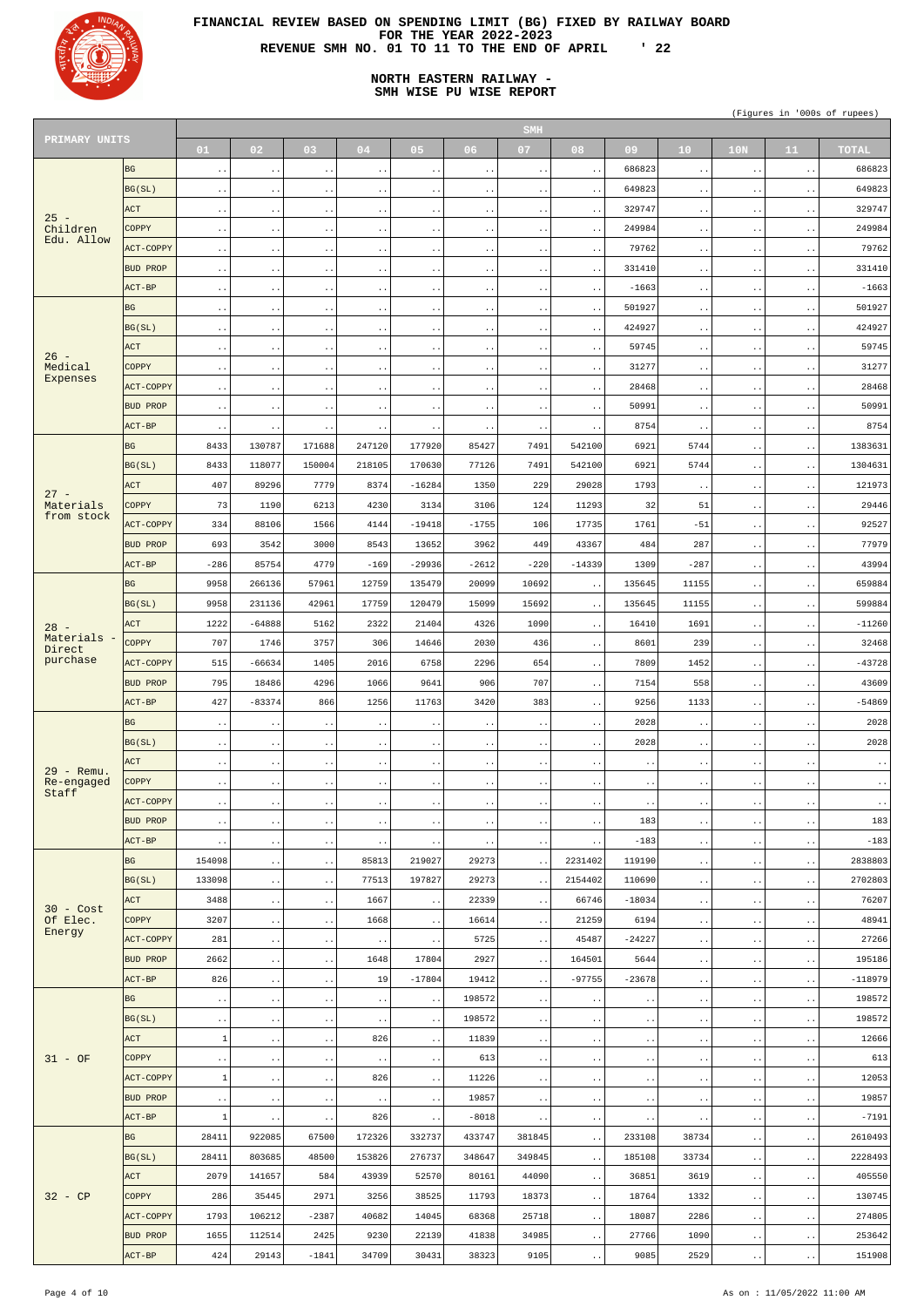# FINANCIAL REVIEW BASED ON SPENDING LIMIT (BG) FIXED BY RAILWAY BOARD FOR THE YEAR 2022-2023 REVENUE SMH NO. 01 TO 11 TO THE END OF APRIL ' 22

## NORTH EASTERN RAILWAY - SMH WISE PU WISE REPORT

(Figures in '000s of rupees)

| PRIMARY UNITS | | SMH 01 | 02 | 03 | 04 | 05 | 06 | 07 | 08 | 09 | 10 | 10N | 11 | TOTAL |
|---|---|---|---|---|---|---|---|---|---|---|---|---|---|---|
| 25 - Children Edu. Allow | BG | .. | .. | .. | .. | .. | .. | .. | .. | 686823 | .. | .. | .. | 686823 |
| | BG(SL) | .. | .. | .. | .. | .. | .. | .. | .. | 649823 | .. | .. | .. | 649823 |
| | ACT | .. | .. | .. | .. | .. | .. | .. | .. | 329747 | .. | .. | .. | 329747 |
| | COPPY | .. | .. | .. | .. | .. | .. | .. | .. | 249984 | .. | .. | .. | 249984 |
| | ACT-COPPY | .. | .. | .. | .. | .. | .. | .. | .. | 79762 | .. | .. | .. | 79762 |
| | BUD PROP | .. | .. | .. | .. | .. | .. | .. | .. | 331410 | .. | .. | .. | 331410 |
| | ACT-BP | .. | .. | .. | .. | .. | .. | .. | .. | -1663 | .. | .. | .. | -1663 |
| 26 - Medical Expenses | BG | .. | .. | .. | .. | .. | .. | .. | .. | 501927 | .. | .. | .. | 501927 |
| | BG(SL) | .. | .. | .. | .. | .. | .. | .. | .. | 424927 | .. | .. | .. | 424927 |
| | ACT | .. | .. | .. | .. | .. | .. | .. | .. | 59745 | .. | .. | .. | 59745 |
| | COPPY | .. | .. | .. | .. | .. | .. | .. | .. | 31277 | .. | .. | .. | 31277 |
| | ACT-COPPY | .. | .. | .. | .. | .. | .. | .. | .. | 28468 | .. | .. | .. | 28468 |
| | BUD PROP | .. | .. | .. | .. | .. | .. | .. | .. | 50991 | .. | .. | .. | 50991 |
| | ACT-BP | .. | .. | .. | .. | .. | .. | .. | .. | 8754 | .. | .. | .. | 8754 |
| 27 - Materials from stock | BG | 8433 | 130787 | 171688 | 247120 | 177920 | 85427 | 7491 | 542100 | 6921 | 5744 | .. | .. | 1383631 |
| | BG(SL) | 8433 | 118077 | 150004 | 218105 | 170630 | 77126 | 7491 | 542100 | 6921 | 5744 | .. | .. | 1304631 |
| | ACT | 407 | 89296 | 7779 | 8374 | -16284 | 1350 | 229 | 29028 | 1793 | .. | .. | .. | 121973 |
| | COPPY | 73 | 1190 | 6213 | 4230 | 3134 | 3106 | 124 | 11293 | 32 | 51 | .. | .. | 29446 |
| | ACT-COPPY | 334 | 88106 | 1566 | 4144 | -19418 | -1755 | 106 | 17735 | 1761 | -51 | .. | .. | 92527 |
| | BUD PROP | 693 | 3542 | 3000 | 8543 | 13652 | 3962 | 449 | 43367 | 484 | 287 | .. | .. | 77979 |
| | ACT-BP | -286 | 85754 | 4779 | -169 | -29936 | -2612 | -220 | -14339 | 1309 | -287 | .. | .. | 43994 |
| 28 - Materials - Direct purchase | BG | 9958 | 266136 | 57961 | 12759 | 135479 | 20099 | 10692 | .. | 135645 | 11155 | .. | .. | 659884 |
| | BG(SL) | 9958 | 231136 | 42961 | 17759 | 120479 | 15099 | 15692 | .. | 135645 | 11155 | .. | .. | 599884 |
| | ACT | 1222 | -64888 | 5162 | 2322 | 21404 | 4326 | 1090 | .. | 16410 | 1691 | .. | .. | -11260 |
| | COPPY | 707 | 1746 | 3757 | 306 | 14646 | 2030 | 436 | .. | 8601 | 239 | .. | .. | 32468 |
| | ACT-COPPY | 515 | -66634 | 1405 | 2016 | 6758 | 2296 | 654 | .. | 7809 | 1452 | .. | .. | -43728 |
| | BUD PROP | 795 | 18486 | 4296 | 1066 | 9641 | 906 | 707 | .. | 7154 | 558 | .. | .. | 43609 |
| | ACT-BP | 427 | -83374 | 866 | 1256 | 11763 | 3420 | 383 | .. | 9256 | 1133 | .. | .. | -54869 |
| 29 - Remu. Re-engaged Staff | BG | .. | .. | .. | .. | .. | .. | .. | .. | 2028 | .. | .. | .. | 2028 |
| | BG(SL) | .. | .. | .. | .. | .. | .. | .. | .. | 2028 | .. | .. | .. | 2028 |
| | ACT | .. | .. | .. | .. | .. | .. | .. | .. | .. | .. | .. | .. | .. |
| | COPPY | .. | .. | .. | .. | .. | .. | .. | .. | .. | .. | .. | .. | .. |
| | ACT-COPPY | .. | .. | .. | .. | .. | .. | .. | .. | .. | .. | .. | .. | .. |
| | BUD PROP | .. | .. | .. | .. | .. | .. | .. | .. | 183 | .. | .. | .. | 183 |
| | ACT-BP | .. | .. | .. | .. | .. | .. | .. | .. | -183 | .. | .. | .. | -183 |
| 30 - Cost Of Elec. Energy | BG | 154098 | .. | .. | 85813 | 219027 | 29273 | .. | 2231402 | 119190 | .. | .. | .. | 2838803 |
| | BG(SL) | 133098 | .. | .. | 77513 | 197827 | 29273 | .. | 2154402 | 110690 | .. | .. | .. | 2702803 |
| | ACT | 3488 | .. | .. | 1667 | .. | 22339 | .. | 66746 | -18034 | .. | .. | .. | 76207 |
| | COPPY | 3207 | .. | .. | 1668 | .. | 16614 | .. | 21259 | 6194 | .. | .. | .. | 48941 |
| | ACT-COPPY | 281 | .. | .. | .. | .. | 5725 | .. | 45487 | -24227 | .. | .. | .. | 27266 |
| | BUD PROP | 2662 | .. | .. | 1648 | 17804 | 2927 | .. | 164501 | 5644 | .. | .. | .. | 195186 |
| | ACT-BP | 826 | .. | .. | 19 | -17804 | 19412 | .. | -97755 | -23678 | .. | .. | .. | -118979 |
| 31 - OF | BG | .. | .. | .. | .. | .. | 198572 | .. | .. | .. | .. | .. | .. | 198572 |
| | BG(SL) | .. | .. | .. | .. | .. | 198572 | .. | .. | .. | .. | .. | .. | 198572 |
| | ACT | 1 | .. | .. | 826 | .. | 11839 | .. | .. | .. | .. | .. | .. | 12666 |
| | COPPY | .. | .. | .. | .. | .. | 613 | .. | .. | .. | .. | .. | .. | 613 |
| | ACT-COPPY | 1 | .. | .. | 826 | .. | 11226 | .. | .. | .. | .. | .. | .. | 12053 |
| | BUD PROP | .. | .. | .. | .. | .. | 19857 | .. | .. | .. | .. | .. | .. | 19857 |
| | ACT-BP | 1 | .. | .. | 826 | .. | -8018 | .. | .. | .. | .. | .. | .. | -7191 |
| 32 - CP | BG | 28411 | 922085 | 67500 | 172326 | 332737 | 433747 | 381845 | .. | 233108 | 38734 | .. | .. | 2610493 |
| | BG(SL) | 28411 | 803685 | 48500 | 153826 | 276737 | 348647 | 349845 | .. | 185108 | 33734 | .. | .. | 2228493 |
| | ACT | 2079 | 141657 | 584 | 43939 | 52570 | 80161 | 44090 | .. | 36851 | 3619 | .. | .. | 405550 |
| | COPPY | 286 | 35445 | 2971 | 3256 | 38525 | 11793 | 18373 | .. | 18764 | 1332 | .. | .. | 130745 |
| | ACT-COPPY | 1793 | 106212 | -2387 | 40682 | 14045 | 68368 | 25718 | .. | 18087 | 2286 | .. | .. | 274805 |
| | BUD PROP | 1655 | 112514 | 2425 | 9230 | 22139 | 41838 | 34985 | .. | 27766 | 1090 | .. | .. | 253642 |
| | ACT-BP | 424 | 29143 | -1841 | 34709 | 30431 | 38323 | 9105 | .. | 9085 | 2529 | .. | .. | 151908 |

As on : 11/05/2022 11:00 AM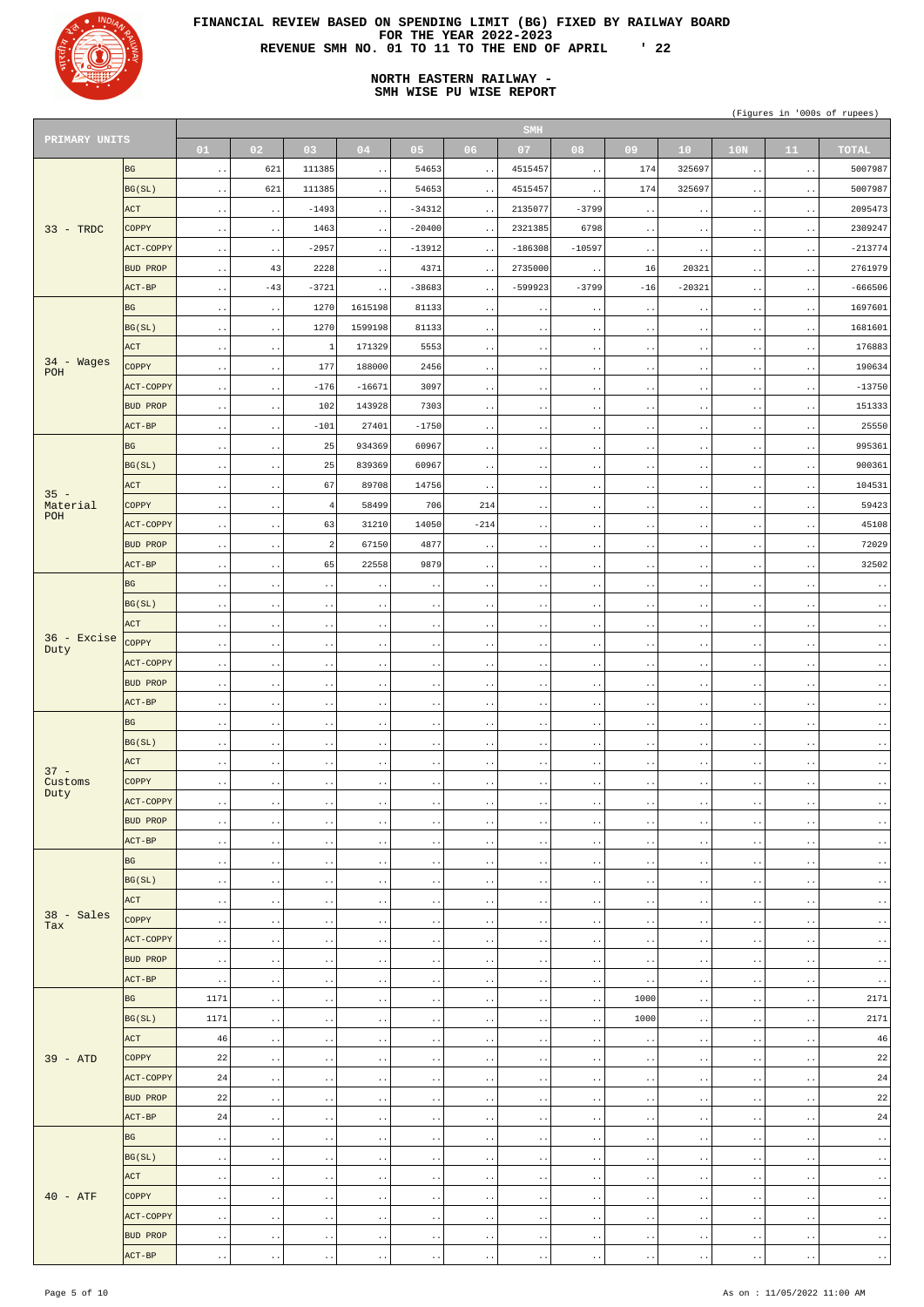# FINANCIAL REVIEW BASED ON SPENDING LIMIT (BG) FIXED BY RAILWAY BOARD
## FOR THE YEAR 2022-2023
## REVENUE SMH NO. 01 TO 11 TO THE END OF APRIL ' 22

## NORTH EASTERN RAILWAY - SMH WISE PU WISE REPORT

(Figures in '000s of rupees)

| PRIMARY UNITS | | SMH | | | | | | | | | | | | |
|---|---|---|---|---|---|---|---|---|---|---|---|---|---|---|
| | | 01 | 02 | 03 | 04 | 05 | 06 | 07 | 08 | 09 | 10 | 10N | 11 | TOTAL |
| 33 - TRDC | BG | .. | 621 | 111385 | .. | 54653 | .. | 4515457 | .. | 174 | 325697 | .. | .. | 5007987 |
| | BG(SL) | .. | 621 | 111385 | .. | 54653 | .. | 4515457 | .. | 174 | 325697 | .. | .. | 5007987 |
| | ACT | .. | .. | -1493 | .. | -34312 | .. | 2135077 | -3799 | .. | .. | .. | .. | 2095473 |
| | COPPY | .. | .. | 1463 | .. | -20400 | .. | 2321385 | 6798 | .. | .. | .. | .. | 2309247 |
| | ACT-COPPY | .. | .. | -2957 | .. | -13912 | .. | -186308 | -10597 | .. | .. | .. | .. | -213774 |
| | BUD PROP | .. | 43 | 2228 | .. | 4371 | .. | 2735000 | .. | 16 | 20321 | .. | .. | 2761979 |
| | ACT-BP | .. | -43 | -3721 | .. | -38683 | .. | -599923 | -3799 | -16 | -20321 | .. | .. | -666506 |
| 34 - Wages POH | BG | .. | .. | 1270 | 1615198 | 81133 | .. | .. | .. | .. | .. | .. | .. | 1697601 |
| | BG(SL) | .. | .. | 1270 | 1599198 | 81133 | .. | .. | .. | .. | .. | .. | .. | 1681601 |
| | ACT | .. | .. | 1 | 171329 | 5553 | .. | .. | .. | .. | .. | .. | .. | 176883 |
| | COPPY | .. | .. | 177 | 188000 | 2456 | .. | .. | .. | .. | .. | .. | .. | 190634 |
| | ACT-COPPY | .. | .. | -176 | -16671 | 3097 | .. | .. | .. | .. | .. | .. | .. | -13750 |
| | BUD PROP | .. | .. | 102 | 143928 | 7303 | .. | .. | .. | .. | .. | .. | .. | 151333 |
| | ACT-BP | .. | .. | -101 | 27401 | -1750 | .. | .. | .. | .. | .. | .. | .. | 25550 |
| 35 - Material POH | BG | .. | .. | 25 | 934369 | 60967 | .. | .. | .. | .. | .. | .. | .. | 995361 |
| | BG(SL) | .. | .. | 25 | 839369 | 60967 | .. | .. | .. | .. | .. | .. | .. | 900361 |
| | ACT | .. | .. | 67 | 89708 | 14756 | .. | .. | .. | .. | .. | .. | .. | 104531 |
| | COPPY | .. | .. | 4 | 58499 | 706 | 214 | .. | .. | .. | .. | .. | .. | 59423 |
| | ACT-COPPY | .. | .. | 63 | 31210 | 14050 | -214 | .. | .. | .. | .. | .. | .. | 45108 |
| | BUD PROP | .. | .. | 2 | 67150 | 4877 | .. | .. | .. | .. | .. | .. | .. | 72029 |
| | ACT-BP | .. | .. | 65 | 22558 | 9879 | .. | .. | .. | .. | .. | .. | .. | 32502 |
| 36 - Excise Duty | BG | .. | .. | .. | .. | .. | .. | .. | .. | .. | .. | .. | .. | .. |
| | BG(SL) | .. | .. | .. | .. | .. | .. | .. | .. | .. | .. | .. | .. | .. |
| | ACT | .. | .. | .. | .. | .. | .. | .. | .. | .. | .. | .. | .. | .. |
| | COPPY | .. | .. | .. | .. | .. | .. | .. | .. | .. | .. | .. | .. | .. |
| | ACT-COPPY | .. | .. | .. | .. | .. | .. | .. | .. | .. | .. | .. | .. | .. |
| | BUD PROP | .. | .. | .. | .. | .. | .. | .. | .. | .. | .. | .. | .. | .. |
| | ACT-BP | .. | .. | .. | .. | .. | .. | .. | .. | .. | .. | .. | .. | .. |
| 37 - Customs Duty | BG | .. | .. | .. | .. | .. | .. | .. | .. | .. | .. | .. | .. | .. |
| | BG(SL) | .. | .. | .. | .. | .. | .. | .. | .. | .. | .. | .. | .. | .. |
| | ACT | .. | .. | .. | .. | .. | .. | .. | .. | .. | .. | .. | .. | .. |
| | COPPY | .. | .. | .. | .. | .. | .. | .. | .. | .. | .. | .. | .. | .. |
| | ACT-COPPY | .. | .. | .. | .. | .. | .. | .. | .. | .. | .. | .. | .. | .. |
| | BUD PROP | .. | .. | .. | .. | .. | .. | .. | .. | .. | .. | .. | .. | .. |
| | ACT-BP | .. | .. | .. | .. | .. | .. | .. | .. | .. | .. | .. | .. | .. |
| 38 - Sales Tax | BG | .. | .. | .. | .. | .. | .. | .. | .. | .. | .. | .. | .. | .. |
| | BG(SL) | .. | .. | .. | .. | .. | .. | .. | .. | .. | .. | .. | .. | .. |
| | ACT | .. | .. | .. | .. | .. | .. | .. | .. | .. | .. | .. | .. | .. |
| | COPPY | .. | .. | .. | .. | .. | .. | .. | .. | .. | .. | .. | .. | .. |
| | ACT-COPPY | .. | .. | .. | .. | .. | .. | .. | .. | .. | .. | .. | .. | .. |
| | BUD PROP | .. | .. | .. | .. | .. | .. | .. | .. | .. | .. | .. | .. | .. |
| | ACT-BP | .. | .. | .. | .. | .. | .. | .. | .. | .. | .. | .. | .. | .. |
| 39 - ATD | BG | 1171 | .. | .. | .. | .. | .. | .. | .. | 1000 | .. | .. | .. | 2171 |
| | BG(SL) | 1171 | .. | .. | .. | .. | .. | .. | .. | 1000 | .. | .. | .. | 2171 |
| | ACT | 46 | .. | .. | .. | .. | .. | .. | .. | .. | .. | .. | .. | 46 |
| | COPPY | 22 | .. | .. | .. | .. | .. | .. | .. | .. | .. | .. | .. | 22 |
| | ACT-COPPY | 24 | .. | .. | .. | .. | .. | .. | .. | .. | .. | .. | .. | 24 |
| | BUD PROP | 22 | .. | .. | .. | .. | .. | .. | .. | .. | .. | .. | .. | 22 |
| | ACT-BP | 24 | .. | .. | .. | .. | .. | .. | .. | .. | .. | .. | .. | 24 |
| 40 - ATF | BG | .. | .. | .. | .. | .. | .. | .. | .. | .. | .. | .. | .. | .. |
| | BG(SL) | .. | .. | .. | .. | .. | .. | .. | .. | .. | .. | .. | .. | .. |
| | ACT | .. | .. | .. | .. | .. | .. | .. | .. | .. | .. | .. | .. | .. |
| | COPPY | .. | .. | .. | .. | .. | .. | .. | .. | .. | .. | .. | .. | .. |
| | ACT-COPPY | .. | .. | .. | .. | .. | .. | .. | .. | .. | .. | .. | .. | .. |
| | BUD PROP | .. | .. | .. | .. | .. | .. | .. | .. | .. | .. | .. | .. | .. |
| | ACT-BP | .. | .. | .. | .. | .. | .. | .. | .. | .. | .. | .. | .. | .. |

As on : 11/05/2022 11:00 AM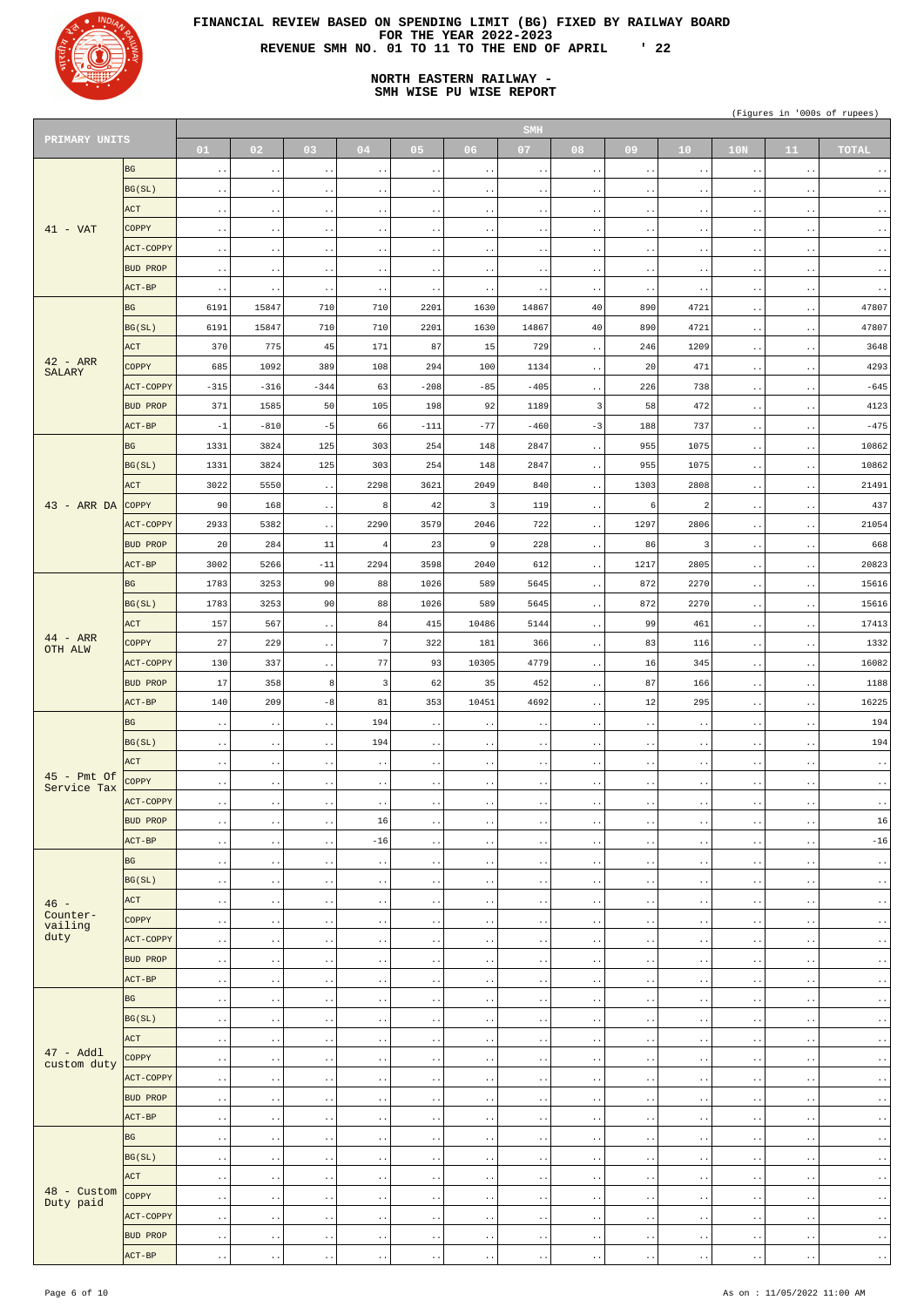# FINANCIAL REVIEW BASED ON SPENDING LIMIT (BG) FIXED BY RAILWAY BOARD
## FOR THE YEAR 2022-2023
## REVENUE SMH NO. 01 TO 11 TO THE END OF APRIL ' 22

### NORTH EASTERN RAILWAY - SMH WISE PU WISE REPORT

(Figures in '000s of rupees)

| PRIMARY UNITS | | 01 | 02 | 03 | 04 | 05 | 06 | 07 | 08 | 09 | 10 | 10N | 11 | TOTAL |
|---|---|---|---|---|---|---|---|---|---|---|---|---|---|---|
| 41 - VAT | BG | .. | .. | .. | .. | .. | .. | .. | .. | .. | .. | .. | .. | .. |
| | BG(SL) | .. | .. | .. | .. | .. | .. | .. | .. | .. | .. | .. | .. | .. |
| | ACT | .. | .. | .. | .. | .. | .. | .. | .. | .. | .. | .. | .. | .. |
| | COPPY | .. | .. | .. | .. | .. | .. | .. | .. | .. | .. | .. | .. | .. |
| | ACT-COPPY | .. | .. | .. | .. | .. | .. | .. | .. | .. | .. | .. | .. | .. |
| | BUD PROP | .. | .. | .. | .. | .. | .. | .. | .. | .. | .. | .. | .. | .. |
| | ACT-BP | .. | .. | .. | .. | .. | .. | .. | .. | .. | .. | .. | .. | .. |
| 42 - ARR SALARY | BG | 6191 | 15847 | 710 | 710 | 2201 | 1630 | 14867 | 40 | 890 | 4721 | .. | .. | 47807 |
| | BG(SL) | 6191 | 15847 | 710 | 710 | 2201 | 1630 | 14867 | 40 | 890 | 4721 | .. | .. | 47807 |
| | ACT | 370 | 775 | 45 | 171 | 87 | 15 | 729 | .. | 246 | 1209 | .. | .. | 3648 |
| | COPPY | 685 | 1092 | 389 | 108 | 294 | 100 | 1134 | .. | 20 | 471 | .. | .. | 4293 |
| | ACT-COPPY | -315 | -316 | -344 | 63 | -208 | -85 | -405 | .. | 226 | 738 | .. | .. | -645 |
| | BUD PROP | 371 | 1585 | 50 | 105 | 198 | 92 | 1189 | 3 | 58 | 472 | .. | .. | 4123 |
| | ACT-BP | -1 | -810 | -5 | 66 | -111 | -77 | -460 | -3 | 188 | 737 | .. | .. | -475 |
| 43 - ARR DA | BG | 1331 | 3824 | 125 | 303 | 254 | 148 | 2847 | .. | 955 | 1075 | .. | .. | 10862 |
| | BG(SL) | 1331 | 3824 | 125 | 303 | 254 | 148 | 2847 | .. | 955 | 1075 | .. | .. | 10862 |
| | ACT | 3022 | 5550 | .. | 2298 | 3621 | 2049 | 840 | .. | 1303 | 2808 | .. | .. | 21491 |
| | COPPY | 90 | 168 | .. | 8 | 42 | 3 | 119 | .. | 6 | 2 | .. | .. | 437 |
| | ACT-COPPY | 2933 | 5382 | .. | 2290 | 3579 | 2046 | 722 | .. | 1297 | 2806 | .. | .. | 21054 |
| | BUD PROP | 20 | 284 | 11 | 4 | 23 | 9 | 228 | .. | 86 | 3 | .. | .. | 668 |
| | ACT-BP | 3002 | 5266 | -11 | 2294 | 3598 | 2040 | 612 | .. | 1217 | 2805 | .. | .. | 20823 |
| 44 - ARR OTH ALW | BG | 1783 | 3253 | 90 | 88 | 1026 | 589 | 5645 | .. | 872 | 2270 | .. | .. | 15616 |
| | BG(SL) | 1783 | 3253 | 90 | 88 | 1026 | 589 | 5645 | .. | 872 | 2270 | .. | .. | 15616 |
| | ACT | 157 | 567 | .. | 84 | 415 | 10486 | 5144 | .. | 99 | 461 | .. | .. | 17413 |
| | COPPY | 27 | 229 | .. | 7 | 322 | 181 | 366 | .. | 83 | 116 | .. | .. | 1332 |
| | ACT-COPPY | 130 | 337 | .. | 77 | 93 | 10305 | 4779 | .. | 16 | 345 | .. | .. | 16082 |
| | BUD PROP | 17 | 358 | 8 | 3 | 62 | 35 | 452 | .. | 87 | 166 | .. | .. | 1188 |
| | ACT-BP | 140 | 209 | -8 | 81 | 353 | 10451 | 4692 | .. | 12 | 295 | .. | .. | 16225 |
| 45 - Pmt Of Service Tax | BG | .. | .. | .. | 194 | .. | .. | .. | .. | .. | .. | .. | .. | 194 |
| | BG(SL) | .. | .. | .. | 194 | .. | .. | .. | .. | .. | .. | .. | .. | 194 |
| | ACT | .. | .. | .. | .. | .. | .. | .. | .. | .. | .. | .. | .. | .. |
| | COPPY | .. | .. | .. | .. | .. | .. | .. | .. | .. | .. | .. | .. | .. |
| | ACT-COPPY | .. | .. | .. | .. | .. | .. | .. | .. | .. | .. | .. | .. | .. |
| | BUD PROP | .. | .. | .. | 16 | .. | .. | .. | .. | .. | .. | .. | .. | 16 |
| | ACT-BP | .. | .. | .. | -16 | .. | .. | .. | .. | .. | .. | .. | .. | -16 |
| 46 - Counter-vailing duty | BG | .. | .. | .. | .. | .. | .. | .. | .. | .. | .. | .. | .. | .. |
| | BG(SL) | .. | .. | .. | .. | .. | .. | .. | .. | .. | .. | .. | .. | .. |
| | ACT | .. | .. | .. | .. | .. | .. | .. | .. | .. | .. | .. | .. | .. |
| | COPPY | .. | .. | .. | .. | .. | .. | .. | .. | .. | .. | .. | .. | .. |
| | ACT-COPPY | .. | .. | .. | .. | .. | .. | .. | .. | .. | .. | .. | .. | .. |
| | BUD PROP | .. | .. | .. | .. | .. | .. | .. | .. | .. | .. | .. | .. | .. |
| | ACT-BP | .. | .. | .. | .. | .. | .. | .. | .. | .. | .. | .. | .. | .. |
| 47 - Addl custom duty | BG | .. | .. | .. | .. | .. | .. | .. | .. | .. | .. | .. | .. | .. |
| | BG(SL) | .. | .. | .. | .. | .. | .. | .. | .. | .. | .. | .. | .. | .. |
| | ACT | .. | .. | .. | .. | .. | .. | .. | .. | .. | .. | .. | .. | .. |
| | COPPY | .. | .. | .. | .. | .. | .. | .. | .. | .. | .. | .. | .. | .. |
| | ACT-COPPY | .. | .. | .. | .. | .. | .. | .. | .. | .. | .. | .. | .. | .. |
| | BUD PROP | .. | .. | .. | .. | .. | .. | .. | .. | .. | .. | .. | .. | .. |
| | ACT-BP | .. | .. | .. | .. | .. | .. | .. | .. | .. | .. | .. | .. | .. |
| 48 - Custom Duty paid | BG | .. | .. | .. | .. | .. | .. | .. | .. | .. | .. | .. | .. | .. |
| | BG(SL) | .. | .. | .. | .. | .. | .. | .. | .. | .. | .. | .. | .. | .. |
| | ACT | .. | .. | .. | .. | .. | .. | .. | .. | .. | .. | .. | .. | .. |
| | COPPY | .. | .. | .. | .. | .. | .. | .. | .. | .. | .. | .. | .. | .. |
| | ACT-COPPY | .. | .. | .. | .. | .. | .. | .. | .. | .. | .. | .. | .. | .. |
| | BUD PROP | .. | .. | .. | .. | .. | .. | .. | .. | .. | .. | .. | .. | .. |
| | ACT-BP | .. | .. | .. | .. | .. | .. | .. | .. | .. | .. | .. | .. | .. |

As on : 11/05/2022 11:00 AM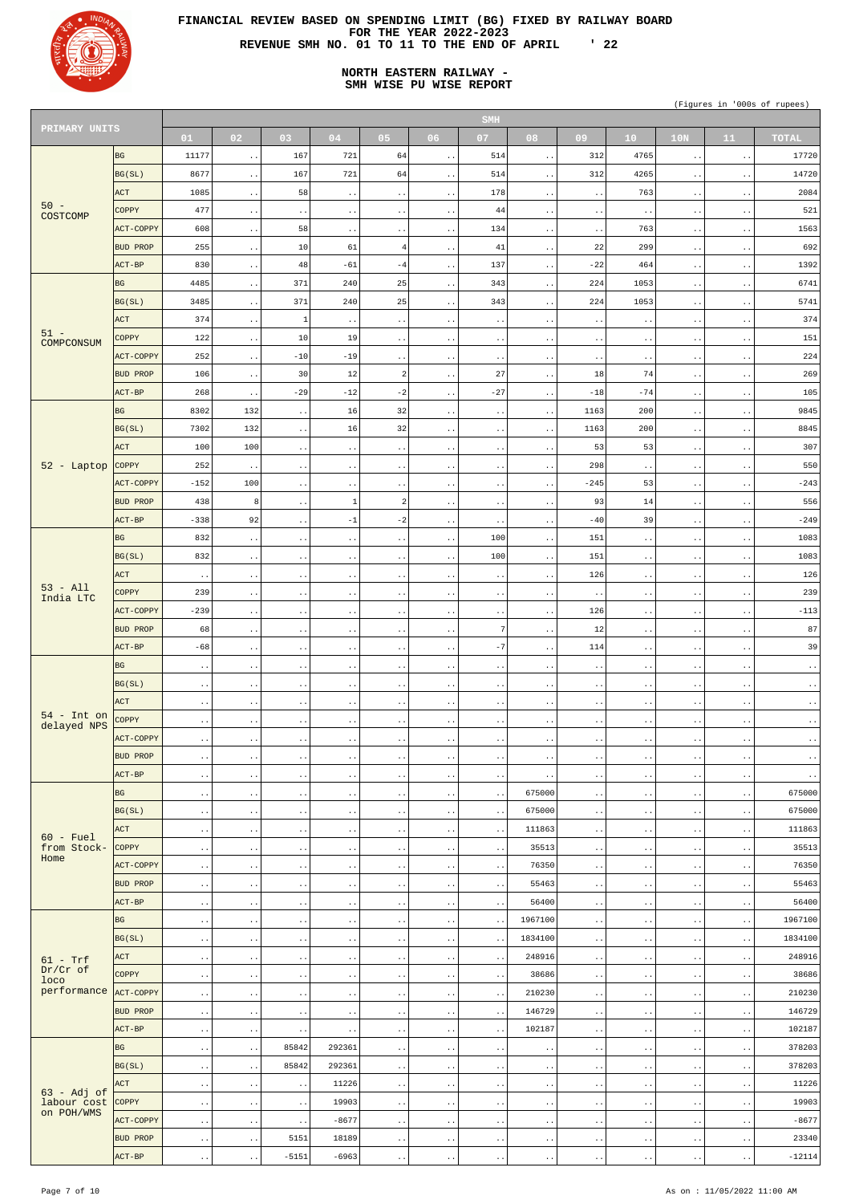# FINANCIAL REVIEW BASED ON SPENDING LIMIT (BG) FIXED BY RAILWAY BOARD
## FOR THE YEAR 2022-2023
## REVENUE SMH NO. 01 TO 11 TO THE END OF APRIL ' 22

## NORTH EASTERN RAILWAY - SMH WISE PU WISE REPORT

(Figures in '000s of rupees)

| PRIMARY UNITS | | SMH | | | | | | | | | | | | |
|---|---|---|---|---|---|---|---|---|---|---|---|---|---|---|
| | | 01 | 02 | 03 | 04 | 05 | 06 | 07 | 08 | 09 | 10 | 10N | 11 | TOTAL |
| 50 - COSTCOMP | BG | 11177 | .. | 167 | 721 | 64 | .. | 514 | .. | 312 | 4765 | .. | .. | 17720 |
| | BG(SL) | 8677 | .. | 167 | 721 | 64 | .. | 514 | .. | 312 | 4265 | .. | .. | 14720 |
| | ACT | 1085 | .. | 58 | .. | .. | .. | 178 | .. | .. | 763 | .. | .. | 2084 |
| | COPPY | 477 | .. | .. | .. | .. | .. | 44 | .. | .. | .. | .. | .. | 521 |
| | ACT-COPPY | 608 | .. | 58 | .. | .. | .. | 134 | .. | .. | 763 | .. | .. | 1563 |
| | BUD PROP | 255 | .. | 10 | 61 | 4 | .. | 41 | .. | 22 | 299 | .. | .. | 692 |
| | ACT-BP | 830 | .. | 48 | -61 | -4 | .. | 137 | .. | -22 | 464 | .. | .. | 1392 |
| 51 - COMPCONSUM | BG | 4485 | .. | 371 | 240 | 25 | .. | 343 | .. | 224 | 1053 | .. | .. | 6741 |
| | BG(SL) | 3485 | .. | 371 | 240 | 25 | .. | 343 | .. | 224 | 1053 | .. | .. | 5741 |
| | ACT | 374 | .. | 1 | .. | .. | .. | .. | .. | .. | .. | .. | .. | 374 |
| | COPPY | 122 | .. | 10 | 19 | .. | .. | .. | .. | .. | .. | .. | .. | 151 |
| | ACT-COPPY | 252 | .. | -10 | -19 | .. | .. | .. | .. | .. | .. | .. | .. | 224 |
| | BUD PROP | 106 | .. | 30 | 12 | 2 | .. | 27 | .. | 18 | 74 | .. | .. | 269 |
| | ACT-BP | 268 | .. | -29 | -12 | -2 | .. | -27 | .. | -18 | -74 | .. | .. | 105 |
| 52 - Laptop | BG | 8302 | 132 | .. | 16 | 32 | .. | .. | .. | 1163 | 200 | .. | .. | 9845 |
| | BG(SL) | 7302 | 132 | .. | 16 | 32 | .. | .. | .. | 1163 | 200 | .. | .. | 8845 |
| | ACT | 100 | 100 | .. | .. | .. | .. | .. | .. | 53 | 53 | .. | .. | 307 |
| | COPPY | 252 | .. | .. | .. | .. | .. | .. | .. | 298 | .. | .. | .. | 550 |
| | ACT-COPPY | -152 | 100 | .. | .. | .. | .. | .. | .. | -245 | 53 | .. | .. | -243 |
| | BUD PROP | 438 | 8 | .. | 1 | 2 | .. | .. | .. | 93 | 14 | .. | .. | 556 |
| | ACT-BP | -338 | 92 | .. | -1 | -2 | .. | .. | .. | -40 | 39 | .. | .. | -249 |
| 53 - All India LTC | BG | 832 | .. | .. | .. | .. | .. | 100 | .. | 151 | .. | .. | .. | 1083 |
| | BG(SL) | 832 | .. | .. | .. | .. | .. | 100 | .. | 151 | .. | .. | .. | 1083 |
| | ACT | .. | .. | .. | .. | .. | .. | .. | .. | 126 | .. | .. | .. | 126 |
| | COPPY | 239 | .. | .. | .. | .. | .. | .. | .. | .. | .. | .. | .. | 239 |
| | ACT-COPPY | -239 | .. | .. | .. | .. | .. | .. | .. | 126 | .. | .. | .. | -113 |
| | BUD PROP | 68 | .. | .. | .. | .. | .. | 7 | .. | 12 | .. | .. | .. | 87 |
| | ACT-BP | -68 | .. | .. | .. | .. | .. | -7 | .. | 114 | .. | .. | .. | 39 |
| 54 - Int on delayed NPS | BG | .. | .. | .. | .. | .. | .. | .. | .. | .. | .. | .. | .. | .. |
| | BG(SL) | .. | .. | .. | .. | .. | .. | .. | .. | .. | .. | .. | .. | .. |
| | ACT | .. | .. | .. | .. | .. | .. | .. | .. | .. | .. | .. | .. | .. |
| | COPPY | .. | .. | .. | .. | .. | .. | .. | .. | .. | .. | .. | .. | .. |
| | ACT-COPPY | .. | .. | .. | .. | .. | .. | .. | .. | .. | .. | .. | .. | .. |
| | BUD PROP | .. | .. | .. | .. | .. | .. | .. | .. | .. | .. | .. | .. | .. |
| | ACT-BP | .. | .. | .. | .. | .. | .. | .. | .. | .. | .. | .. | .. | .. |
| 60 - Fuel from Stock-Home | BG | .. | .. | .. | .. | .. | .. | .. | 675000 | .. | .. | .. | .. | 675000 |
| | BG(SL) | .. | .. | .. | .. | .. | .. | .. | 675000 | .. | .. | .. | .. | 675000 |
| | ACT | .. | .. | .. | .. | .. | .. | .. | 111863 | .. | .. | .. | .. | 111863 |
| | COPPY | .. | .. | .. | .. | .. | .. | .. | 35513 | .. | .. | .. | .. | 35513 |
| | ACT-COPPY | .. | .. | .. | .. | .. | .. | .. | 76350 | .. | .. | .. | .. | 76350 |
| | BUD PROP | .. | .. | .. | .. | .. | .. | .. | 55463 | .. | .. | .. | .. | 55463 |
| | ACT-BP | .. | .. | .. | .. | .. | .. | .. | 56400 | .. | .. | .. | .. | 56400 |
| 61 - Trf Dr/Cr of loco performance | BG | .. | .. | .. | .. | .. | .. | .. | 1967100 | .. | .. | .. | .. | 1967100 |
| | BG(SL) | .. | .. | .. | .. | .. | .. | .. | 1834100 | .. | .. | .. | .. | 1834100 |
| | ACT | .. | .. | .. | .. | .. | .. | .. | 248916 | .. | .. | .. | .. | 248916 |
| | COPPY | .. | .. | .. | .. | .. | .. | .. | 38686 | .. | .. | .. | .. | 38686 |
| | ACT-COPPY | .. | .. | .. | .. | .. | .. | .. | 210230 | .. | .. | .. | .. | 210230 |
| | BUD PROP | .. | .. | .. | .. | .. | .. | .. | 146729 | .. | .. | .. | .. | 146729 |
| | ACT-BP | .. | .. | .. | .. | .. | .. | .. | 102187 | .. | .. | .. | .. | 102187 |
| 63 - Adj of labour cost on POH/WMS | BG | .. | .. | 85842 | 292361 | .. | .. | .. | .. | .. | .. | .. | .. | 378203 |
| | BG(SL) | .. | .. | 85842 | 292361 | .. | .. | .. | .. | .. | .. | .. | .. | 378203 |
| | ACT | .. | .. | .. | 11226 | .. | .. | .. | .. | .. | .. | .. | .. | 11226 |
| | COPPY | .. | .. | .. | 19903 | .. | .. | .. | .. | .. | .. | .. | .. | 19903 |
| | ACT-COPPY | .. | .. | .. | -8677 | .. | .. | .. | .. | .. | .. | .. | .. | -8677 |
| | BUD PROP | .. | .. | 5151 | 18189 | .. | .. | .. | .. | .. | .. | .. | .. | 23340 |
| | ACT-BP | .. | .. | -5151 | -6963 | .. | .. | .. | .. | .. | .. | .. | .. | -12114 |

As on : 11/05/2022 11:00 AM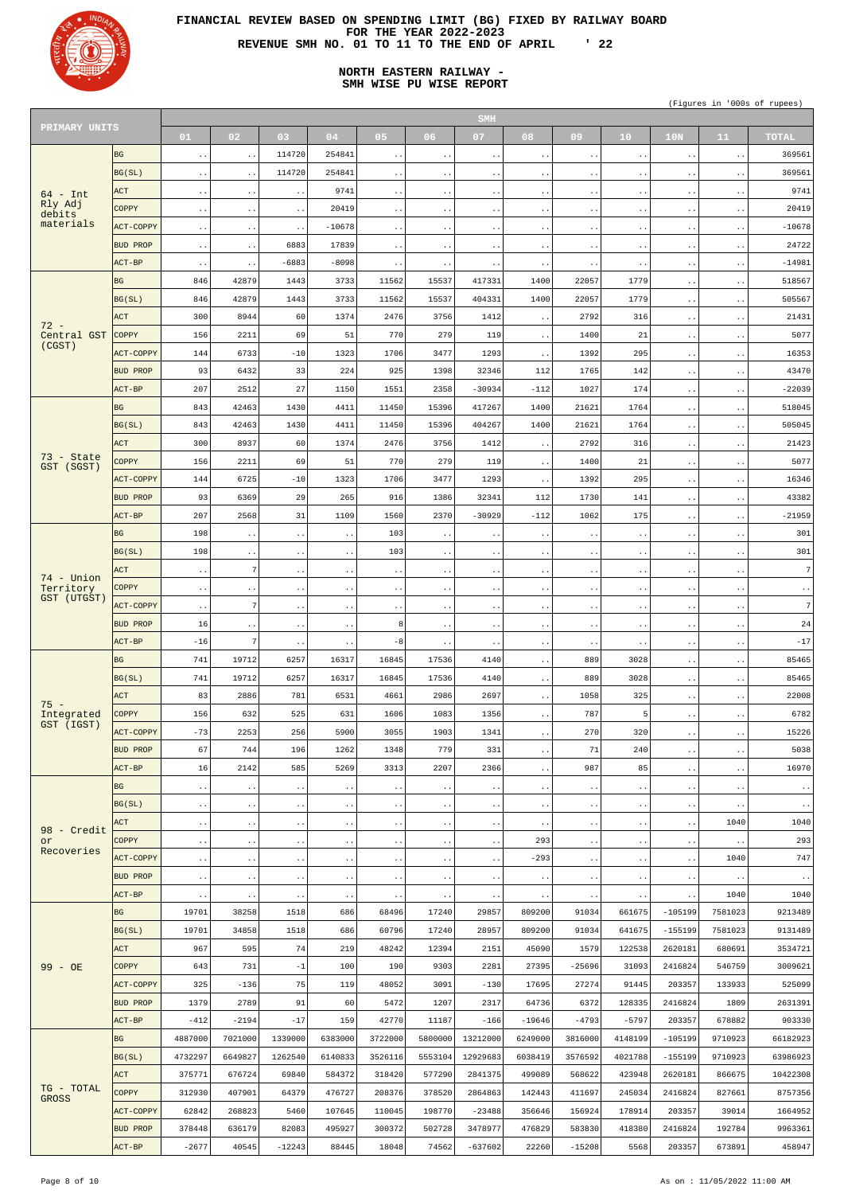# FINANCIAL REVIEW BASED ON SPENDING LIMIT (BG) FIXED BY RAILWAY BOARD
## FOR THE YEAR 2022-2023
## REVENUE SMH NO. 01 TO 11 TO THE END OF APRIL ' 22

### NORTH EASTERN RAILWAY -
### SMH WISE PU WISE REPORT

(Figures in '000s of rupees)

| PRIMARY UNITS | | SMH | | | | | | | | | | | | |
|---|---|---|---|---|---|---|---|---|---|---|---|---|---|---|
| | | 01 | 02 | 03 | 04 | 05 | 06 | 07 | 08 | 09 | 10 | 10N | 11 | TOTAL |
| 64 - Int Rly Adj debits materials | BG | .. | .. | 114720 | 254841 | .. | .. | .. | .. | .. | .. | .. | .. | 369561 |
| | BG(SL) | .. | .. | 114720 | 254841 | .. | .. | .. | .. | .. | .. | .. | .. | 369561 |
| | ACT | .. | .. | .. | 9741 | .. | .. | .. | .. | .. | .. | .. | .. | 9741 |
| | COPPY | .. | .. | .. | 20419 | .. | .. | .. | .. | .. | .. | .. | .. | 20419 |
| | ACT-COPPY | .. | .. | .. | -10678 | .. | .. | .. | .. | .. | .. | .. | .. | -10678 |
| | BUD PROP | .. | .. | 6883 | 17839 | .. | .. | .. | .. | .. | .. | .. | .. | 24722 |
| | ACT-BP | .. | .. | -6883 | -8098 | .. | .. | .. | .. | .. | .. | .. | .. | -14981 |
| 72 - Central GST (CGST) | BG | 846 | 42879 | 1443 | 3733 | 11562 | 15537 | 417331 | 1400 | 22057 | 1779 | .. | .. | 518567 |
| | BG(SL) | 846 | 42879 | 1443 | 3733 | 11562 | 15537 | 404331 | 1400 | 22057 | 1779 | .. | .. | 505567 |
| | ACT | 300 | 8944 | 60 | 1374 | 2476 | 3756 | 1412 | .. | 2792 | 316 | .. | .. | 21431 |
| | COPPY | 156 | 2211 | 69 | 51 | 770 | 279 | 119 | .. | 1400 | 21 | .. | .. | 5077 |
| | ACT-COPPY | 144 | 6733 | -10 | 1323 | 1706 | 3477 | 1293 | .. | 1392 | 295 | .. | .. | 16353 |
| | BUD PROP | 93 | 6432 | 33 | 224 | 925 | 1398 | 32346 | 112 | 1765 | 142 | .. | .. | 43470 |
| | ACT-BP | 207 | 2512 | 27 | 1150 | 1551 | 2358 | -30934 | -112 | 1027 | 174 | .. | .. | -22039 |
| 73 - State GST (SGST) | BG | 843 | 42463 | 1430 | 4411 | 11450 | 15396 | 417267 | 1400 | 21621 | 1764 | .. | .. | 518045 |
| | BG(SL) | 843 | 42463 | 1430 | 4411 | 11450 | 15396 | 404267 | 1400 | 21621 | 1764 | .. | .. | 505045 |
| | ACT | 300 | 8937 | 60 | 1374 | 2476 | 3756 | 1412 | .. | 2792 | 316 | .. | .. | 21423 |
| | COPPY | 156 | 2211 | 69 | 51 | 770 | 279 | 119 | .. | 1400 | 21 | .. | .. | 5077 |
| | ACT-COPPY | 144 | 6725 | -10 | 1323 | 1706 | 3477 | 1293 | .. | 1392 | 295 | .. | .. | 16346 |
| | BUD PROP | 93 | 6369 | 29 | 265 | 916 | 1386 | 32341 | 112 | 1730 | 141 | .. | .. | 43382 |
| | ACT-BP | 207 | 2568 | 31 | 1109 | 1560 | 2370 | -30929 | -112 | 1062 | 175 | .. | .. | -21959 |
| 74 - Union Territory GST (UTGST) | BG | 198 | .. | .. | .. | 103 | .. | .. | .. | .. | .. | .. | .. | 301 |
| | BG(SL) | 198 | .. | .. | .. | 103 | .. | .. | .. | .. | .. | .. | .. | 301 |
| | ACT | .. | 7 | .. | .. | .. | .. | .. | .. | .. | .. | .. | .. | 7 |
| | COPPY | .. | .. | .. | .. | .. | .. | .. | .. | .. | .. | .. | .. | .. |
| | ACT-COPPY | .. | 7 | .. | .. | .. | .. | .. | .. | .. | .. | .. | .. | 7 |
| | BUD PROP | 16 | .. | .. | .. | 8 | .. | .. | .. | .. | .. | .. | .. | 24 |
| | ACT-BP | -16 | 7 | .. | .. | -8 | .. | .. | .. | .. | .. | .. | .. | -17 |
| 75 - Integrated GST (IGST) | BG | 741 | 19712 | 6257 | 16317 | 16845 | 17536 | 4140 | .. | 889 | 3028 | .. | .. | 85465 |
| | BG(SL) | 741 | 19712 | 6257 | 16317 | 16845 | 17536 | 4140 | .. | 889 | 3028 | .. | .. | 85465 |
| | ACT | 83 | 2886 | 781 | 6531 | 4661 | 2986 | 2697 | .. | 1058 | 325 | .. | .. | 22008 |
| | COPPY | 156 | 632 | 525 | 631 | 1606 | 1083 | 1356 | .. | 787 | 5 | .. | .. | 6782 |
| | ACT-COPPY | -73 | 2253 | 256 | 5900 | 3055 | 1903 | 1341 | .. | 270 | 320 | .. | .. | 15226 |
| | BUD PROP | 67 | 744 | 196 | 1262 | 1348 | 779 | 331 | .. | 71 | 240 | .. | .. | 5038 |
| | ACT-BP | 16 | 2142 | 585 | 5269 | 3313 | 2207 | 2366 | .. | 987 | 85 | .. | .. | 16970 |
| 98 - Credit or Recoveries | BG | .. | .. | .. | .. | .. | .. | .. | .. | .. | .. | .. | .. | .. |
| | BG(SL) | .. | .. | .. | .. | .. | .. | .. | .. | .. | .. | .. | .. | .. |
| | ACT | .. | .. | .. | .. | .. | .. | .. | .. | .. | .. | .. | 1040 | 1040 |
| | COPPY | .. | .. | .. | .. | .. | .. | .. | 293 | .. | .. | .. | .. | 293 |
| | ACT-COPPY | .. | .. | .. | .. | .. | .. | .. | -293 | .. | .. | .. | 1040 | 747 |
| | BUD PROP | .. | .. | .. | .. | .. | .. | .. | .. | .. | .. | .. | .. | .. |
| | ACT-BP | .. | .. | .. | .. | .. | .. | .. | .. | .. | .. | .. | 1040 | 1040 |
| 99 - OE | BG | 19701 | 38258 | 1518 | 686 | 68496 | 17240 | 29857 | 809200 | 91034 | 661675 | -105199 | 7581023 | 9213489 |
| | BG(SL) | 19701 | 34858 | 1518 | 686 | 60796 | 17240 | 28957 | 809200 | 91034 | 641675 | -155199 | 7581023 | 9131489 |
| | ACT | 967 | 595 | 74 | 219 | 48242 | 12394 | 2151 | 45090 | 1579 | 122538 | 2620181 | 680691 | 3534721 |
| | COPPY | 643 | 731 | -1 | 100 | 190 | 9303 | 2281 | 27395 | -25696 | 31093 | 2416824 | 546759 | 3009621 |
| | ACT-COPPY | 325 | -136 | 75 | 119 | 48052 | 3091 | -130 | 17695 | 27274 | 91445 | 203357 | 133933 | 525099 |
| | BUD PROP | 1379 | 2789 | 91 | 60 | 5472 | 1207 | 2317 | 64736 | 6372 | 128335 | 2416824 | 1809 | 2631391 |
| | ACT-BP | -412 | -2194 | -17 | 159 | 42770 | 11187 | -166 | -19646 | -4793 | -5797 | 203357 | 678882 | 903330 |
| TG - TOTAL GROSS | BG | 4887000 | 7021000 | 1339000 | 6383000 | 3722000 | 5800000 | 13212000 | 6249000 | 3816000 | 4148199 | -105199 | 9710923 | 66182923 |
| | BG(SL) | 4732297 | 6649827 | 1262540 | 6140833 | 3526116 | 5553104 | 12929683 | 6038419 | 3576592 | 4021788 | -155199 | 9710923 | 63986923 |
| | ACT | 375771 | 676724 | 69840 | 584372 | 318420 | 577290 | 2841375 | 499089 | 568622 | 423948 | 2620181 | 866675 | 10422308 |
| | COPPY | 312930 | 407901 | 64379 | 476727 | 208376 | 378520 | 2864863 | 142443 | 411697 | 245034 | 2416824 | 827661 | 8757356 |
| | ACT-COPPY | 62842 | 268823 | 5460 | 107645 | 110045 | 198770 | -23488 | 356646 | 156924 | 178914 | 203357 | 39014 | 1664952 |
| | BUD PROP | 378448 | 636179 | 82083 | 495927 | 300372 | 502728 | 3478977 | 476829 | 583830 | 418380 | 2416824 | 192784 | 9963361 |
| | ACT-BP | -2677 | 40545 | -12243 | 88445 | 18048 | 74562 | -637602 | 22260 | -15208 | 5568 | 203357 | 673891 | 458947 |

As on : 11/05/2022 11:00 AM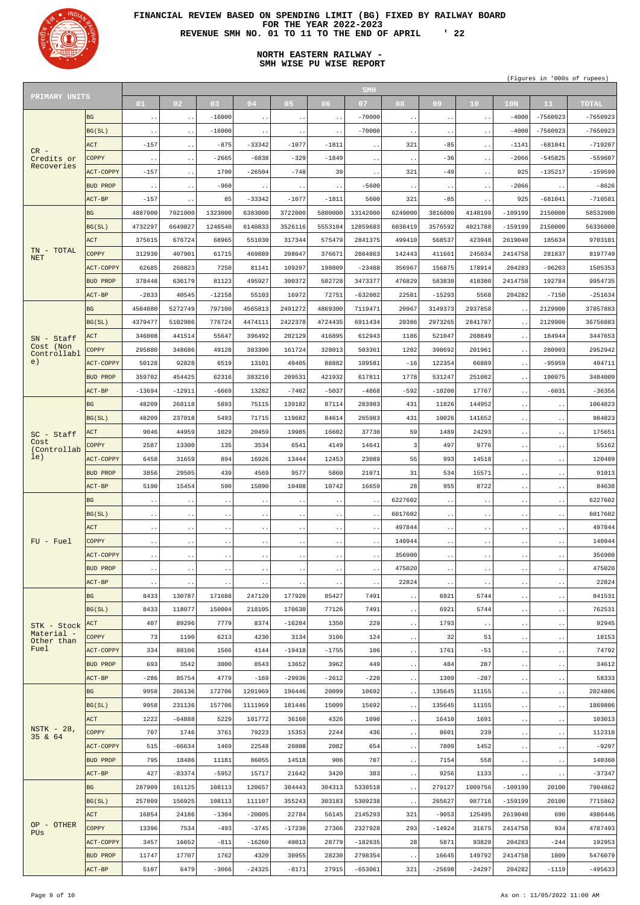# FINANCIAL REVIEW BASED ON SPENDING LIMIT (BG) FIXED BY RAILWAY BOARD FOR THE YEAR 2022-2023

## REVENUE SMH NO. 01 TO 11 TO THE END OF APRIL ' 22

## NORTH EASTERN RAILWAY - SMH WISE PU WISE REPORT

(Figures in '000s of rupees)

| PRIMARY UNITS | | SMH 01 | 02 | 03 | 04 | 05 | 06 | 07 | 08 | 09 | 10 | 10N | 11 | TOTAL |
|---|---|---|---|---|---|---|---|---|---|---|---|---|---|---|
| CR - Credits or Recoveries | BG | .. | .. | -16000 | .. | .. | .. | -70000 | .. | .. | .. | -4000 | -7560923 | -7650923 |
| | BG(SL) | .. | .. | -16000 | .. | .. | .. | -70000 | .. | .. | .. | -4000 | -7560923 | -7650923 |
| | ACT | -157 | .. | -875 | -33342 | -1077 | -1811 | .. | 321 | -85 | .. | -1141 | -681041 | -719207 |
| | COPPY | .. | .. | -2665 | -6838 | -329 | -1849 | .. | .. | -36 | .. | -2066 | -545825 | -559607 |
| | ACT-COPPY | -157 | .. | 1790 | -26504 | -748 | 39 | .. | 321 | -49 | .. | 925 | -135217 | -159599 |
| | BUD PROP | .. | .. | -960 | .. | .. | .. | -5600 | .. | .. | .. | -2066 | .. | -8626 |
| | ACT-BP | -157 | .. | 85 | -33342 | -1077 | -1811 | 5600 | 321 | -85 | .. | 925 | -681041 | -710581 |
| TN - TOTAL NET | BG | 4887000 | 7021000 | 1323000 | 6383000 | 3722000 | 5800000 | 13142000 | 6249000 | 3816000 | 4148199 | -109199 | 2150000 | 58532000 |
| | BG(SL) | 4732297 | 6649827 | 1246540 | 6140833 | 3526116 | 5553104 | 12859683 | 6038419 | 3576592 | 4021788 | -159199 | 2150000 | 56336000 |
| | ACT | 375615 | 676724 | 68965 | 551030 | 317344 | 575479 | 2841375 | 499410 | 568537 | 423948 | 2619040 | 185634 | 9703101 |
| | COPPY | 312930 | 407901 | 61715 | 469889 | 208047 | 376671 | 2864863 | 142443 | 411661 | 245034 | 2414758 | 281837 | 8197749 |
| | ACT-COPPY | 62685 | 268823 | 7250 | 81141 | 109297 | 198809 | -23488 | 356967 | 156875 | 178914 | 204283 | -96203 | 1505353 |
| | BUD PROP | 378448 | 636179 | 81123 | 495927 | 300372 | 502728 | 3473377 | 476829 | 583830 | 418380 | 2414758 | 192784 | 9954735 |
| | ACT-BP | -2833 | 40545 | -12158 | 55103 | 16972 | 72751 | -632002 | 22581 | -15293 | 5568 | 204282 | -7150 | -251634 |
| SN - Staff Cost (Non Controllable) | BG | 4504080 | 5272749 | 797100 | 4565813 | 2491272 | 4869300 | 7119471 | 20967 | 3149373 | 2937858 | .. | 2129900 | 37857883 |
| | BG(SL) | 4379477 | 5102986 | 776724 | 4474111 | 2422378 | 4724435 | 6911434 | 20386 | 2973265 | 2841787 | .. | 2129900 | 36756883 |
| | ACT | 346008 | 441514 | 55647 | 396492 | 202129 | 416895 | 612943 | 1186 | 521047 | 268849 | .. | 184944 | 3447653 |
| | COPPY | 295880 | 348686 | 49128 | 383390 | 161724 | 328013 | 503361 | 1202 | 398692 | 201961 | .. | 280903 | 2952942 |
| | ACT-COPPY | 50128 | 92828 | 6519 | 13101 | 40405 | 88882 | 109581 | -16 | 122354 | 66889 | .. | -95959 | 494711 |
| | BUD PROP | 359702 | 454425 | 62316 | 383210 | 209531 | 421932 | 617811 | 1778 | 531247 | 251082 | .. | 190975 | 3484009 |
| | ACT-BP | -13694 | -12911 | -6669 | 13282 | -7402 | -5037 | -4868 | -592 | -10200 | 17767 | .. | -6031 | -36356 |
| SC - Staff Cost (Controllable) | BG | 48209 | 268118 | 5893 | 75115 | 139182 | 87114 | 283983 | 431 | 11826 | 144952 | .. | .. | 1064823 |
| | BG(SL) | 48209 | 237018 | 5493 | 71715 | 119682 | 84614 | 265983 | 431 | 10026 | 141652 | .. | .. | 984823 |
| | ACT | 9046 | 44959 | 1029 | 20459 | 19985 | 16602 | 37730 | 59 | 1489 | 24293 | .. | .. | 175651 |
| | COPPY | 2587 | 13300 | 135 | 3534 | 6541 | 4149 | 14641 | 3 | 497 | 9776 | .. | .. | 55162 |
| | ACT-COPPY | 6458 | 31659 | 894 | 16926 | 13444 | 12453 | 23089 | 55 | 993 | 14518 | .. | .. | 120489 |
| | BUD PROP | 3856 | 29505 | 439 | 4569 | 9577 | 5860 | 21071 | 31 | 534 | 15571 | .. | .. | 91013 |
| | ACT-BP | 5190 | 15454 | 590 | 15890 | 10408 | 10742 | 16659 | 28 | 955 | 8722 | .. | .. | 84638 |
| FU - Fuel | BG | .. | .. | .. | .. | .. | .. | .. | 6227602 | .. | .. | .. | .. | 6227602 |
| | BG(SL) | .. | .. | .. | .. | .. | .. | .. | 6017602 | .. | .. | .. | .. | 6017602 |
| | ACT | .. | .. | .. | .. | .. | .. | .. | 497844 | .. | .. | .. | .. | 497844 |
| | COPPY | .. | .. | .. | .. | .. | .. | .. | 140944 | .. | .. | .. | .. | 140944 |
| | ACT-COPPY | .. | .. | .. | .. | .. | .. | .. | 356900 | .. | .. | .. | .. | 356900 |
| | BUD PROP | .. | .. | .. | .. | .. | .. | .. | 475020 | .. | .. | .. | .. | 475020 |
| | ACT-BP | .. | .. | .. | .. | .. | .. | .. | 22824 | .. | .. | .. | .. | 22824 |
| STK - Stock Material - Other than Fuel | BG | 8433 | 130787 | 171688 | 247120 | 177920 | 85427 | 7491 | .. | 6921 | 5744 | .. | .. | 841531 |
| | BG(SL) | 8433 | 118077 | 150004 | 218105 | 170630 | 77126 | 7491 | .. | 6921 | 5744 | .. | .. | 762531 |
| | ACT | 407 | 89296 | 7779 | 8374 | -16284 | 1350 | 229 | .. | 1793 | .. | .. | .. | 92945 |
| | COPPY | 73 | 1190 | 6213 | 4230 | 3134 | 3106 | 124 | .. | 32 | 51 | .. | .. | 18153 |
| | ACT-COPPY | 334 | 88106 | 1566 | 4144 | -19418 | -1755 | 106 | .. | 1761 | -51 | .. | .. | 74792 |
| | BUD PROP | 693 | 3542 | 3000 | 8543 | 13652 | 3962 | 449 | .. | 484 | 287 | .. | .. | 34612 |
| | ACT-BP | -286 | 85754 | 4779 | -169 | -29936 | -2612 | -220 | .. | 1309 | -287 | .. | .. | 58333 |
| NSTK - 28, 35 & 64 | BG | 9958 | 266136 | 172706 | 1201969 | 196446 | 20099 | 10692 | .. | 135645 | 11155 | .. | .. | 2024806 |
| | BG(SL) | 9958 | 231136 | 157706 | 1111969 | 181446 | 15099 | 15692 | .. | 135645 | 11155 | .. | .. | 1869806 |
| | ACT | 1222 | -64888 | 5229 | 101772 | 36160 | 4326 | 1090 | .. | 16410 | 1691 | .. | .. | 103013 |
| | COPPY | 707 | 1746 | 3761 | 79223 | 15353 | 2244 | 436 | .. | 8601 | 239 | .. | .. | 112310 |
| | ACT-COPPY | 515 | -66634 | 1469 | 22548 | 20808 | 2082 | 654 | .. | 7809 | 1452 | .. | .. | -9297 |
| | BUD PROP | 795 | 18486 | 11181 | 86055 | 14518 | 906 | 707 | .. | 7154 | 558 | .. | .. | 140360 |
| | ACT-BP | 427 | -83374 | -5952 | 15717 | 21642 | 3420 | 383 | .. | 9256 | 1133 | .. | .. | -37347 |
| OP - OTHER PUs | BG | 287909 | 161125 | 108113 | 120657 | 384443 | 304313 | 5338518 | .. | 279127 | 1009756 | -109199 | 20100 | 7904862 |
| | BG(SL) | 257809 | 156925 | 108113 | 111107 | 355243 | 303183 | 5309238 | .. | 265627 | 987716 | -159199 | 20100 | 7715862 |
| | ACT | 16854 | 24186 | -1304 | -20005 | 22784 | 56145 | 2145293 | 321 | -9053 | 125495 | 2619040 | 690 | 4980446 |
| | COPPY | 13396 | 7534 | -493 | -3745 | -17230 | 27366 | 2327928 | 293 | -14924 | 31675 | 2414758 | 934 | 4787493 |
| | ACT-COPPY | 3457 | 16652 | -811 | -16260 | 40013 | 28779 | -182635 | 28 | 5871 | 93820 | 204283 | -244 | 192953 |
| | BUD PROP | 11747 | 17707 | 1762 | 4320 | 30955 | 28230 | 2798354 | .. | 16645 | 149792 | 2414758 | 1809 | 5476079 |
| | ACT-BP | 5107 | 6479 | -3066 | -24325 | -8171 | 27915 | -653061 | 321 | -25698 | -24297 | 204282 | -1119 | -495633 |

As on : 11/05/2022 11:00 AM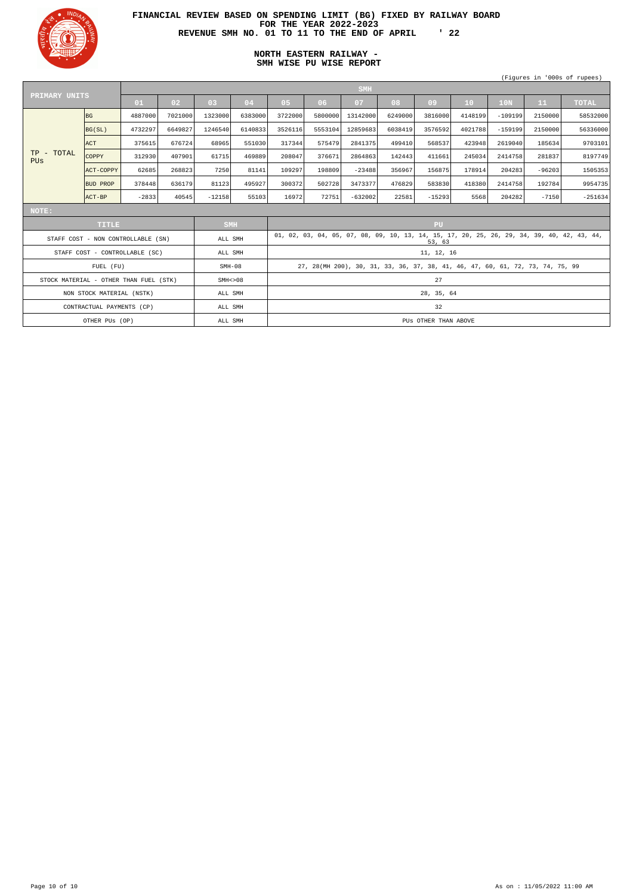# FINANCIAL REVIEW BASED ON SPENDING LIMIT (BG) FIXED BY RAILWAY BOARD
## FOR THE YEAR 2022-2023
## REVENUE SMH NO. 01 TO 11 TO THE END OF APRIL ' 22

## NORTH EASTERN RAILWAY - SMH WISE PU WISE REPORT

(Figures in '000s of rupees)

| PRIMARY UNITS | | SMH | | | | | | | | | | | | |
|---|---|---|---|---|---|---|---|---|---|---|---|---|---|---|
| | | 01 | 02 | 03 | 04 | 05 | 06 | 07 | 08 | 09 | 10 | 10N | 11 | TOTAL |
| TP - TOTAL PUs | BG | 4887000 | 7021000 | 1323000 | 6383000 | 3722000 | 5800000 | 13142000 | 6249000 | 3816000 | 4148199 | -109199 | 2150000 | 58532000 |
| | BG(SL) | 4732297 | 6649827 | 1246540 | 6140833 | 3526116 | 5553104 | 12859683 | 6038419 | 3576592 | 4021788 | -159199 | 2150000 | 56336000 |
| | ACT | 375615 | 676724 | 68965 | 551030 | 317344 | 575479 | 2841375 | 499410 | 568537 | 423948 | 2619040 | 185634 | 9703101 |
| | COPPY | 312930 | 407901 | 61715 | 469889 | 208047 | 376671 | 2864863 | 142443 | 411661 | 245034 | 2414758 | 281837 | 8197749 |
| | ACT-COPPY | 62685 | 268823 | 7250 | 81141 | 109297 | 198809 | -23488 | 356967 | 156875 | 178914 | 204283 | -96203 | 1505353 |
| | BUD PROP | 378448 | 636179 | 81123 | 495927 | 300372 | 502728 | 3473377 | 476829 | 583830 | 418380 | 2414758 | 192784 | 9954735 |
| | ACT-BP | -2833 | 40545 | -12158 | 55103 | 16972 | 72751 | -632002 | 22581 | -15293 | 5568 | 204282 | -7150 | -251634 |

**NOTE:**

| TITLE | SMH | PU |
|---|---|---|
| STAFF COST - NON CONTROLLABLE (SN) | ALL SMH | 01, 02, 03, 04, 05, 07, 08, 09, 10, 13, 14, 15, 17, 20, 25, 26, 29, 34, 39, 40, 42, 43, 44, 53, 63 |
| STAFF COST - CONTROLLABLE (SC) | ALL SMH | 11, 12, 16 |
| FUEL (FU) | SMH-08 | 27, 28(MH 200), 30, 31, 33, 36, 37, 38, 41, 46, 47, 60, 61, 72, 73, 74, 75, 99 |
| STOCK MATERIAL - OTHER THAN FUEL (STK) | SMH<>08 | 27 |
| NON STOCK MATERIAL (NSTK) | ALL SMH | 28, 35, 64 |
| CONTRACTUAL PAYMENTS (CP) | ALL SMH | 32 |
| OTHER PUs (OP) | ALL SMH | PUs OTHER THAN ABOVE |

As on : 11/05/2022 11:00 AM